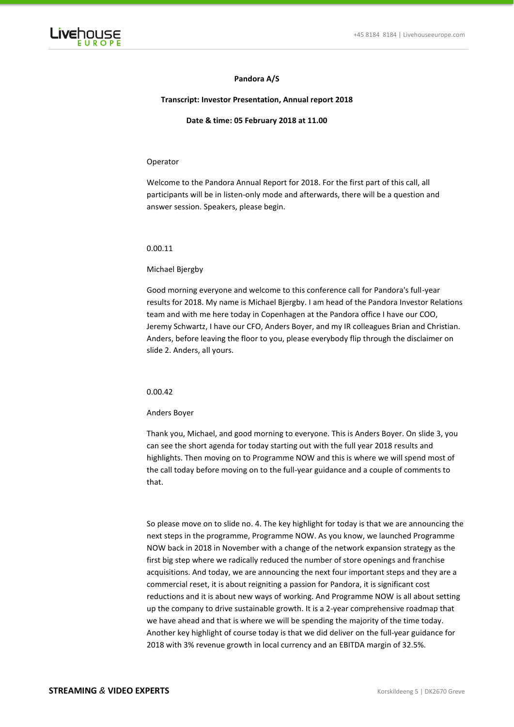**Pandora A/S**

**Transcript: Investor Presentation, Annual report 2018**

**Date & time: 05 February 2018 at 11.00**

Operator

Welcome to the Pandora Annual Report for 2018. For the first part of this call, all participants will be in listen-only mode and afterwards, there will be a question and answer session. Speakers, please begin.

0.00.11

Michael Bjergby

Good morning everyone and welcome to this conference call for Pandora's full-year results for 2018. My name is Michael Bjergby. I am head of the Pandora Investor Relations team and with me here today in Copenhagen at the Pandora office I have our COO, Jeremy Schwartz, I have our CFO, Anders Boyer, and my IR colleagues Brian and Christian. Anders, before leaving the floor to you, please everybody flip through the disclaimer on slide 2. Anders, all yours.

0.00.42

Anders Boyer

Thank you, Michael, and good morning to everyone. This is Anders Boyer. On slide 3, you can see the short agenda for today starting out with the full year 2018 results and highlights. Then moving on to Programme NOW and this is where we will spend most of the call today before moving on to the full-year guidance and a couple of comments to that.

So please move on to slide no. 4. The key highlight for today is that we are announcing the next steps in the programme, Programme NOW. As you know, we launched Programme NOW back in 2018 in November with a change of the network expansion strategy as the first big step where we radically reduced the number of store openings and franchise acquisitions. And today, we are announcing the next four important steps and they are a commercial reset, it is about reigniting a passion for Pandora, it is significant cost reductions and it is about new ways of working. And Programme NOW is all about setting up the company to drive sustainable growth. It is a 2-year comprehensive roadmap that we have ahead and that is where we will be spending the majority of the time today. Another key highlight of course today is that we did deliver on the full-year guidance for 2018 with 3% revenue growth in local currency and an EBITDA margin of 32.5%.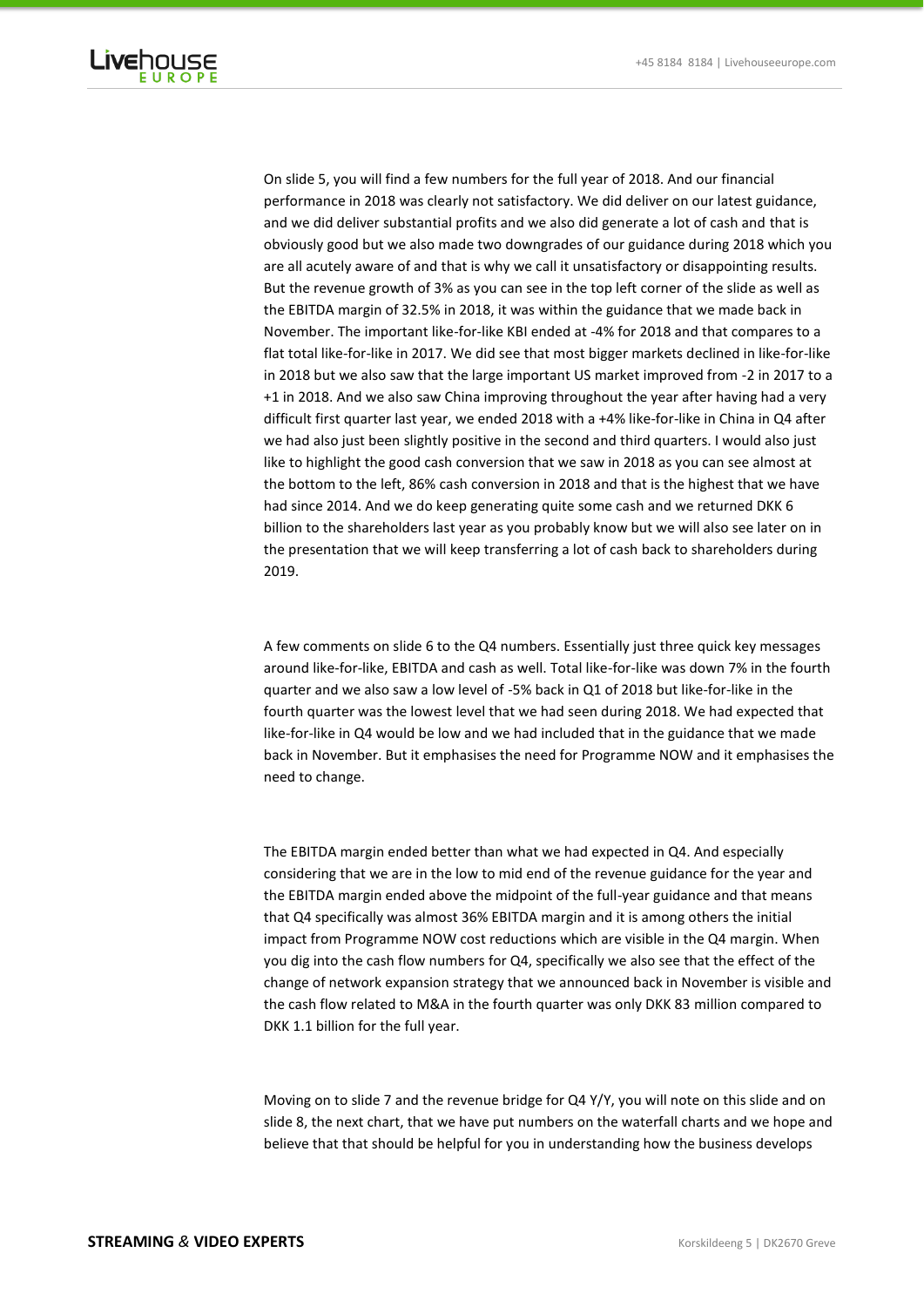On slide 5, you will find a few numbers for the full year of 2018. And our financial performance in 2018 was clearly not satisfactory. We did deliver on our latest guidance, and we did deliver substantial profits and we also did generate a lot of cash and that is obviously good but we also made two downgrades of our guidance during 2018 which you are all acutely aware of and that is why we call it unsatisfactory or disappointing results. But the revenue growth of 3% as you can see in the top left corner of the slide as well as the EBITDA margin of 32.5% in 2018, it was within the guidance that we made back in November. The important like-for-like KBI ended at -4% for 2018 and that compares to a flat total like-for-like in 2017. We did see that most bigger markets declined in like-for-like in 2018 but we also saw that the large important US market improved from -2 in 2017 to a +1 in 2018. And we also saw China improving throughout the year after having had a very difficult first quarter last year, we ended 2018 with a +4% like-for-like in China in Q4 after we had also just been slightly positive in the second and third quarters. I would also just like to highlight the good cash conversion that we saw in 2018 as you can see almost at the bottom to the left, 86% cash conversion in 2018 and that is the highest that we have had since 2014. And we do keep generating quite some cash and we returned DKK 6 billion to the shareholders last year as you probably know but we will also see later on in the presentation that we will keep transferring a lot of cash back to shareholders during 2019.

A few comments on slide 6 to the Q4 numbers. Essentially just three quick key messages around like-for-like, EBITDA and cash as well. Total like-for-like was down 7% in the fourth quarter and we also saw a low level of -5% back in Q1 of 2018 but like-for-like in the fourth quarter was the lowest level that we had seen during 2018. We had expected that like-for-like in Q4 would be low and we had included that in the guidance that we made back in November. But it emphasises the need for Programme NOW and it emphasises the need to change.

The EBITDA margin ended better than what we had expected in Q4. And especially considering that we are in the low to mid end of the revenue guidance for the year and the EBITDA margin ended above the midpoint of the full-year guidance and that means that Q4 specifically was almost 36% EBITDA margin and it is among others the initial impact from Programme NOW cost reductions which are visible in the Q4 margin. When you dig into the cash flow numbers for Q4, specifically we also see that the effect of the change of network expansion strategy that we announced back in November is visible and the cash flow related to M&A in the fourth quarter was only DKK 83 million compared to DKK 1.1 billion for the full year.

Moving on to slide 7 and the revenue bridge for Q4 Y/Y, you will note on this slide and on slide 8, the next chart, that we have put numbers on the waterfall charts and we hope and believe that that should be helpful for you in understanding how the business develops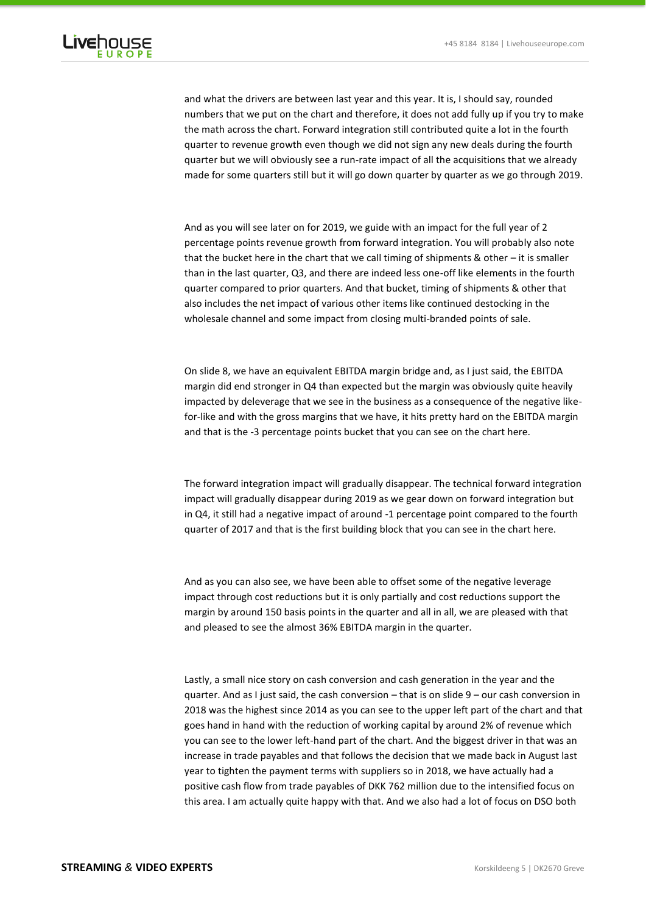and what the drivers are between last year and this year. It is, I should say, rounded numbers that we put on the chart and therefore, it does not add fully up if you try to make the math across the chart. Forward integration still contributed quite a lot in the fourth quarter to revenue growth even though we did not sign any new deals during the fourth quarter but we will obviously see a run-rate impact of all the acquisitions that we already made for some quarters still but it will go down quarter by quarter as we go through 2019.

And as you will see later on for 2019, we guide with an impact for the full year of 2 percentage points revenue growth from forward integration. You will probably also note that the bucket here in the chart that we call timing of shipments & other – it is smaller than in the last quarter, Q3, and there are indeed less one-off like elements in the fourth quarter compared to prior quarters. And that bucket, timing of shipments & other that also includes the net impact of various other items like continued destocking in the wholesale channel and some impact from closing multi-branded points of sale.

On slide 8, we have an equivalent EBITDA margin bridge and, as I just said, the EBITDA margin did end stronger in Q4 than expected but the margin was obviously quite heavily impacted by deleverage that we see in the business as a consequence of the negative like-for-like and with the gross margins that we have, it hits pretty hard on the EBITDA margin and that is the -3 percentage points bucket that you can see on the chart here.

The forward integration impact will gradually disappear. The technical forward integration impact will gradually disappear during 2019 as we gear down on forward integration but in Q4, it still had a negative impact of around -1 percentage point compared to the fourth quarter of 2017 and that is the first building block that you can see in the chart here.

And as you can also see, we have been able to offset some of the negative leverage impact through cost reductions but it is only partially and cost reductions support the margin by around 150 basis points in the quarter and all in all, we are pleased with that and pleased to see the almost 36% EBITDA margin in the quarter.

Lastly, a small nice story on cash conversion and cash generation in the year and the quarter. And as I just said, the cash conversion – that is on slide 9 – our cash conversion in 2018 was the highest since 2014 as you can see to the upper left part of the chart and that goes hand in hand with the reduction of working capital by around 2% of revenue which you can see to the lower left-hand part of the chart. And the biggest driver in that was an increase in trade payables and that follows the decision that we made back in August last year to tighten the payment terms with suppliers so in 2018, we have actually had a positive cash flow from trade payables of DKK 762 million due to the intensified focus on this area. I am actually quite happy with that. And we also had a lot of focus on DSO both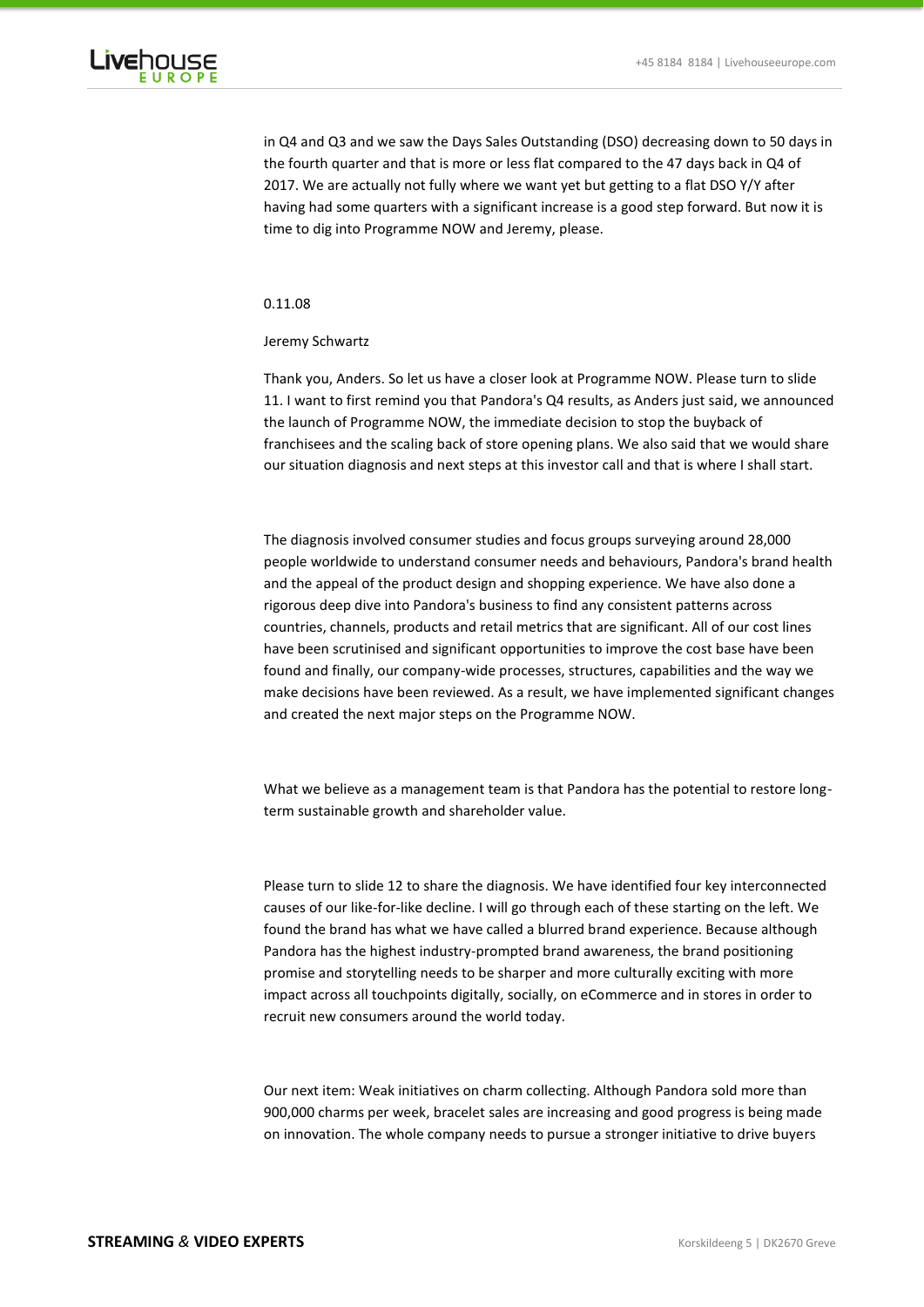in Q4 and Q3 and we saw the Days Sales Outstanding (DSO) decreasing down to 50 days in the fourth quarter and that is more or less flat compared to the 47 days back in Q4 of 2017. We are actually not fully where we want yet but getting to a flat DSO Y/Y after having had some quarters with a significant increase is a good step forward. But now it is time to dig into Programme NOW and Jeremy, please.

0.11.08

Jeremy Schwartz

Thank you, Anders. So let us have a closer look at Programme NOW. Please turn to slide 11. I want to first remind you that Pandora's Q4 results, as Anders just said, we announced the launch of Programme NOW, the immediate decision to stop the buyback of franchisees and the scaling back of store opening plans. We also said that we would share our situation diagnosis and next steps at this investor call and that is where I shall start.

The diagnosis involved consumer studies and focus groups surveying around 28,000 people worldwide to understand consumer needs and behaviours, Pandora's brand health and the appeal of the product design and shopping experience. We have also done a rigorous deep dive into Pandora's business to find any consistent patterns across countries, channels, products and retail metrics that are significant. All of our cost lines have been scrutinised and significant opportunities to improve the cost base have been found and finally, our company-wide processes, structures, capabilities and the way we make decisions have been reviewed. As a result, we have implemented significant changes and created the next major steps on the Programme NOW.

What we believe as a management team is that Pandora has the potential to restore long-term sustainable growth and shareholder value.

Please turn to slide 12 to share the diagnosis. We have identified four key interconnected causes of our like-for-like decline. I will go through each of these starting on the left. We found the brand has what we have called a blurred brand experience. Because although Pandora has the highest industry-prompted brand awareness, the brand positioning promise and storytelling needs to be sharper and more culturally exciting with more impact across all touchpoints digitally, socially, on eCommerce and in stores in order to recruit new consumers around the world today.

Our next item: Weak initiatives on charm collecting. Although Pandora sold more than 900,000 charms per week, bracelet sales are increasing and good progress is being made on innovation. The whole company needs to pursue a stronger initiative to drive buyers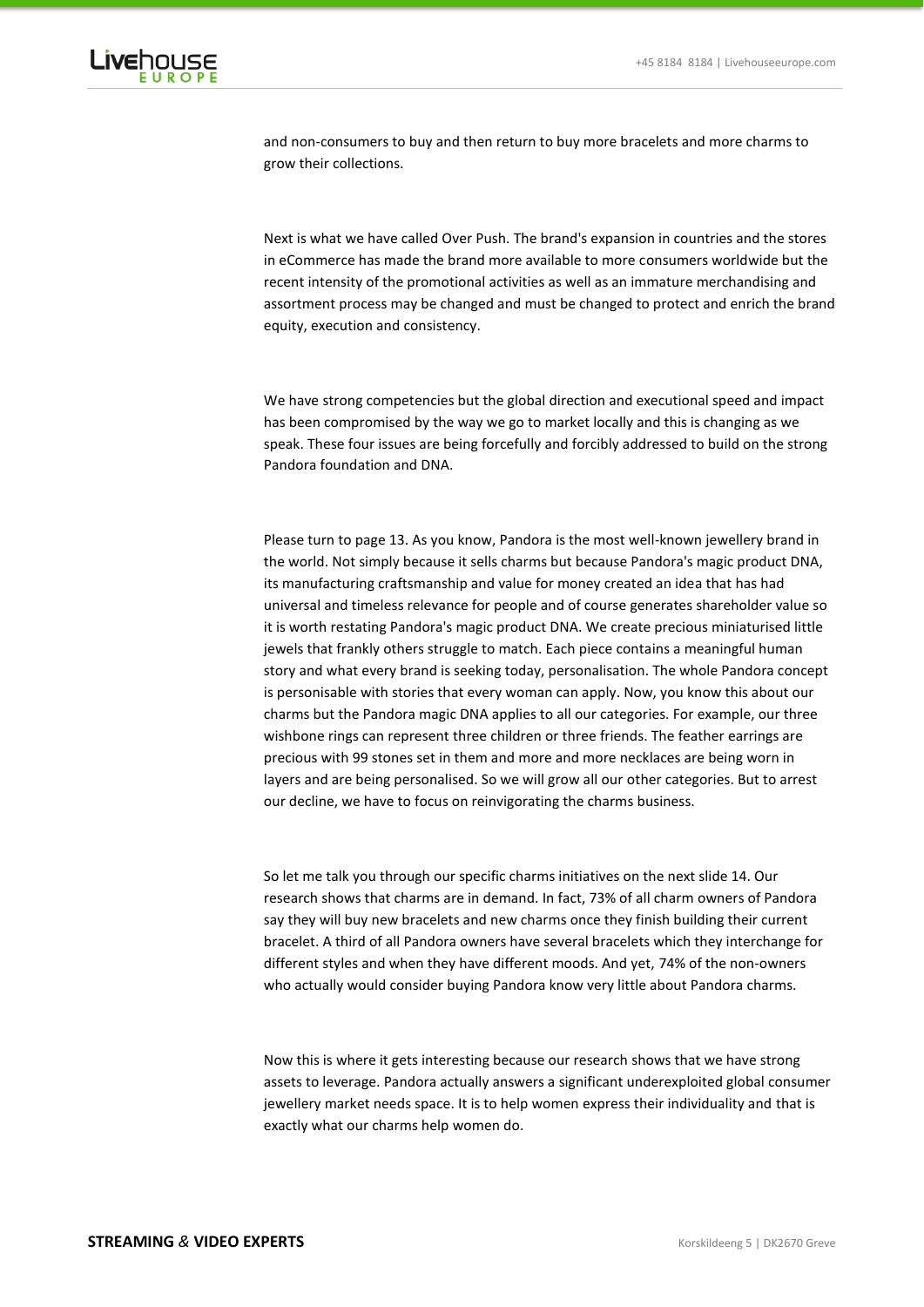and non-consumers to buy and then return to buy more bracelets and more charms to grow their collections.

Next is what we have called Over Push. The brand's expansion in countries and the stores in eCommerce has made the brand more available to more consumers worldwide but the recent intensity of the promotional activities as well as an immature merchandising and assortment process may be changed and must be changed to protect and enrich the brand equity, execution and consistency.

We have strong competencies but the global direction and executional speed and impact has been compromised by the way we go to market locally and this is changing as we speak. These four issues are being forcefully and forcibly addressed to build on the strong Pandora foundation and DNA.

Please turn to page 13. As you know, Pandora is the most well-known jewellery brand in the world. Not simply because it sells charms but because Pandora's magic product DNA, its manufacturing craftsmanship and value for money created an idea that has had universal and timeless relevance for people and of course generates shareholder value so it is worth restating Pandora's magic product DNA. We create precious miniaturised little jewels that frankly others struggle to match. Each piece contains a meaningful human story and what every brand is seeking today, personalisation. The whole Pandora concept is personisable with stories that every woman can apply. Now, you know this about our charms but the Pandora magic DNA applies to all our categories. For example, our three wishbone rings can represent three children or three friends. The feather earrings are precious with 99 stones set in them and more and more necklaces are being worn in layers and are being personalised. So we will grow all our other categories. But to arrest our decline, we have to focus on reinvigorating the charms business.

So let me talk you through our specific charms initiatives on the next slide 14. Our research shows that charms are in demand. In fact, 73% of all charm owners of Pandora say they will buy new bracelets and new charms once they finish building their current bracelet. A third of all Pandora owners have several bracelets which they interchange for different styles and when they have different moods. And yet, 74% of the non-owners who actually would consider buying Pandora know very little about Pandora charms.

Now this is where it gets interesting because our research shows that we have strong assets to leverage. Pandora actually answers a significant underexploited global consumer jewellery market needs space. It is to help women express their individuality and that is exactly what our charms help women do.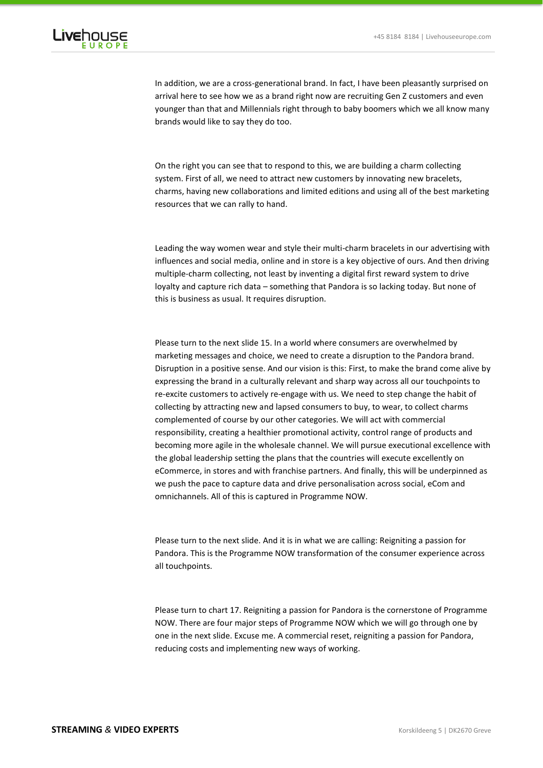In addition, we are a cross-generational brand. In fact, I have been pleasantly surprised on arrival here to see how we as a brand right now are recruiting Gen Z customers and even younger than that and Millennials right through to baby boomers which we all know many brands would like to say they do too.

On the right you can see that to respond to this, we are building a charm collecting system. First of all, we need to attract new customers by innovating new bracelets, charms, having new collaborations and limited editions and using all of the best marketing resources that we can rally to hand.

Leading the way women wear and style their multi-charm bracelets in our advertising with influences and social media, online and in store is a key objective of ours. And then driving multiple-charm collecting, not least by inventing a digital first reward system to drive loyalty and capture rich data – something that Pandora is so lacking today. But none of this is business as usual. It requires disruption.

Please turn to the next slide 15. In a world where consumers are overwhelmed by marketing messages and choice, we need to create a disruption to the Pandora brand. Disruption in a positive sense. And our vision is this: First, to make the brand come alive by expressing the brand in a culturally relevant and sharp way across all our touchpoints to re-excite customers to actively re-engage with us. We need to step change the habit of collecting by attracting new and lapsed consumers to buy, to wear, to collect charms complemented of course by our other categories. We will act with commercial responsibility, creating a healthier promotional activity, control range of products and becoming more agile in the wholesale channel. We will pursue executional excellence with the global leadership setting the plans that the countries will execute excellently on eCommerce, in stores and with franchise partners. And finally, this will be underpinned as we push the pace to capture data and drive personalisation across social, eCom and omnichannels. All of this is captured in Programme NOW.

Please turn to the next slide. And it is in what we are calling: Reigniting a passion for Pandora. This is the Programme NOW transformation of the consumer experience across all touchpoints.

Please turn to chart 17. Reigniting a passion for Pandora is the cornerstone of Programme NOW. There are four major steps of Programme NOW which we will go through one by one in the next slide. Excuse me. A commercial reset, reigniting a passion for Pandora, reducing costs and implementing new ways of working.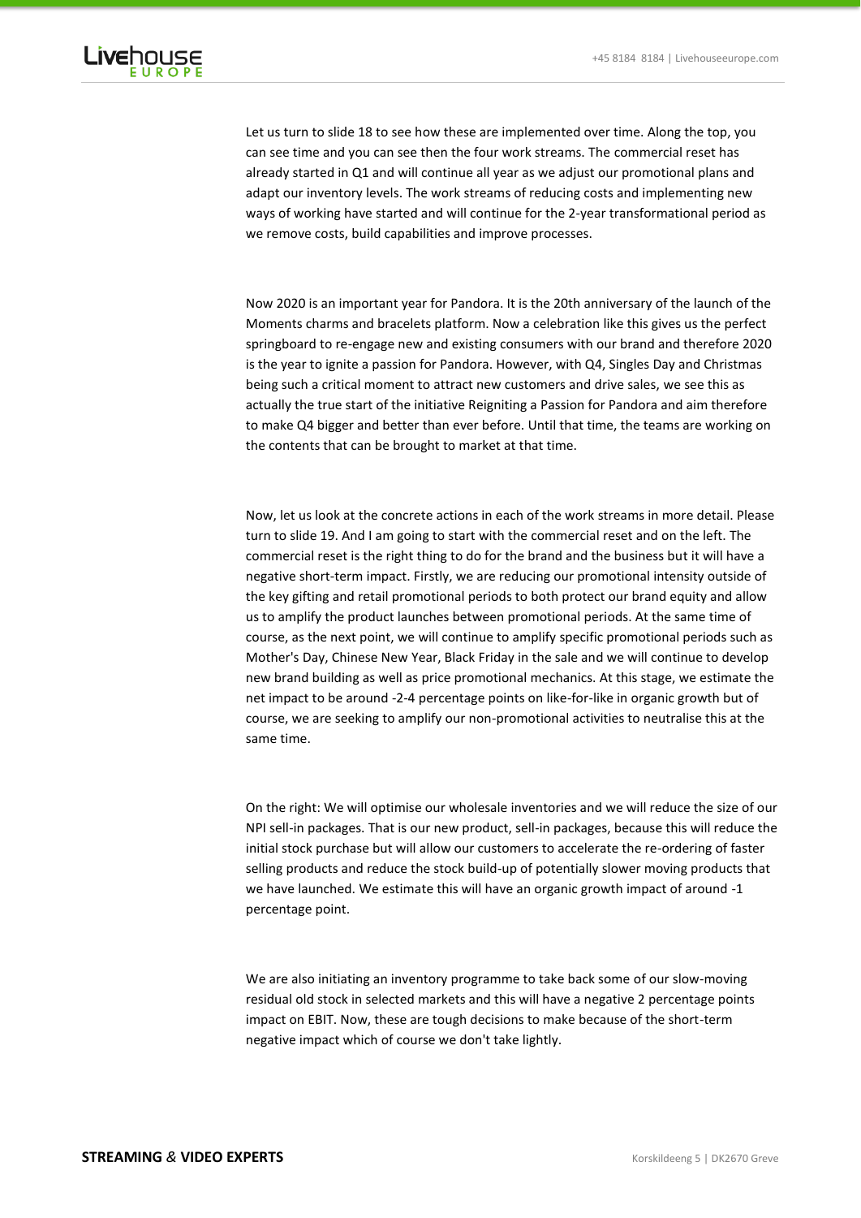Let us turn to slide 18 to see how these are implemented over time. Along the top, you can see time and you can see then the four work streams. The commercial reset has already started in Q1 and will continue all year as we adjust our promotional plans and adapt our inventory levels. The work streams of reducing costs and implementing new ways of working have started and will continue for the 2-year transformational period as we remove costs, build capabilities and improve processes.

Now 2020 is an important year for Pandora. It is the 20th anniversary of the launch of the Moments charms and bracelets platform. Now a celebration like this gives us the perfect springboard to re-engage new and existing consumers with our brand and therefore 2020 is the year to ignite a passion for Pandora. However, with Q4, Singles Day and Christmas being such a critical moment to attract new customers and drive sales, we see this as actually the true start of the initiative Reigniting a Passion for Pandora and aim therefore to make Q4 bigger and better than ever before. Until that time, the teams are working on the contents that can be brought to market at that time.

Now, let us look at the concrete actions in each of the work streams in more detail. Please turn to slide 19. And I am going to start with the commercial reset and on the left. The commercial reset is the right thing to do for the brand and the business but it will have a negative short-term impact. Firstly, we are reducing our promotional intensity outside of the key gifting and retail promotional periods to both protect our brand equity and allow us to amplify the product launches between promotional periods. At the same time of course, as the next point, we will continue to amplify specific promotional periods such as Mother's Day, Chinese New Year, Black Friday in the sale and we will continue to develop new brand building as well as price promotional mechanics. At this stage, we estimate the net impact to be around -2-4 percentage points on like-for-like in organic growth but of course, we are seeking to amplify our non-promotional activities to neutralise this at the same time.

On the right: We will optimise our wholesale inventories and we will reduce the size of our NPI sell-in packages. That is our new product, sell-in packages, because this will reduce the initial stock purchase but will allow our customers to accelerate the re-ordering of faster selling products and reduce the stock build-up of potentially slower moving products that we have launched. We estimate this will have an organic growth impact of around -1 percentage point.

We are also initiating an inventory programme to take back some of our slow-moving residual old stock in selected markets and this will have a negative 2 percentage points impact on EBIT. Now, these are tough decisions to make because of the short-term negative impact which of course we don't take lightly.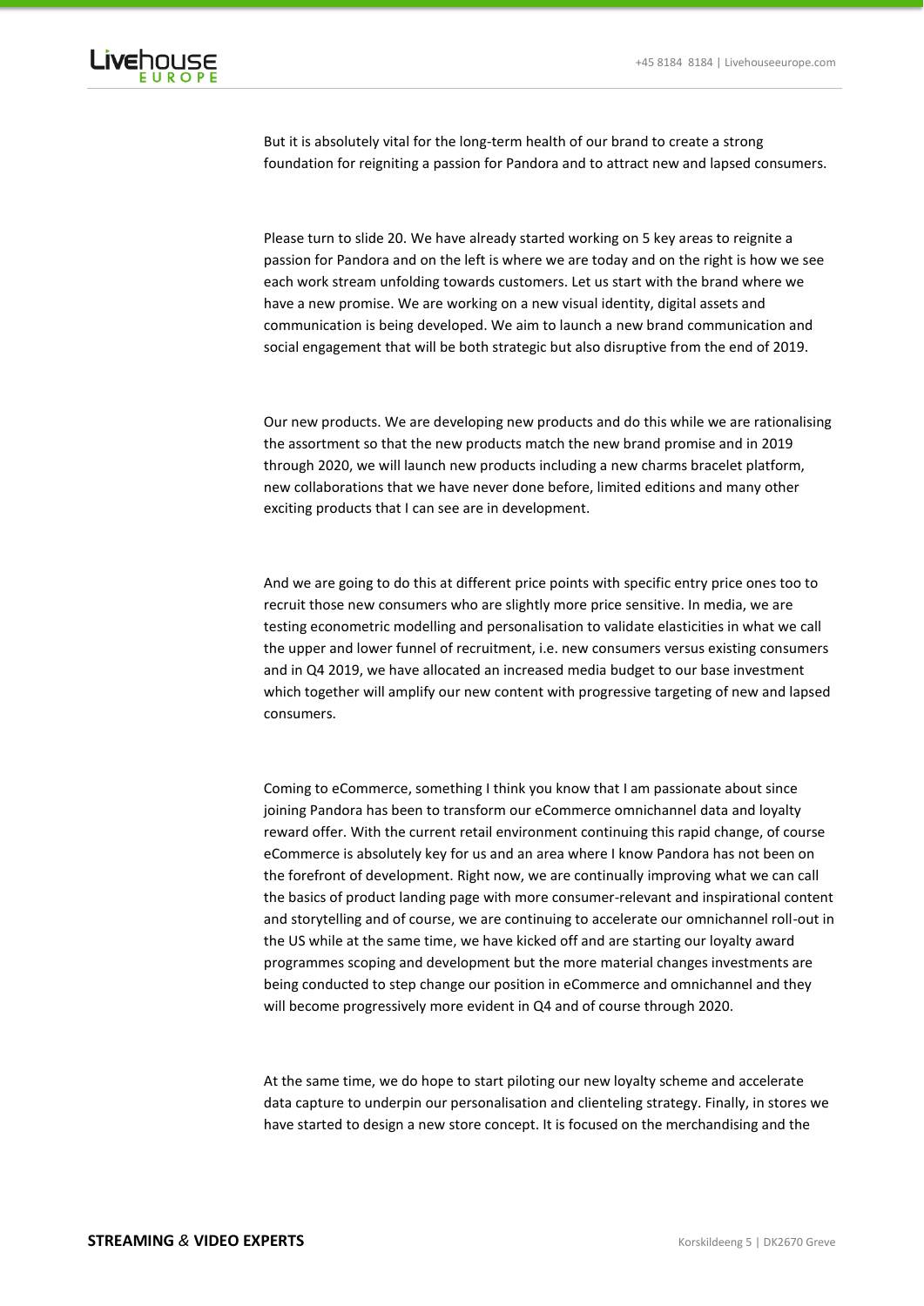But it is absolutely vital for the long-term health of our brand to create a strong foundation for reigniting a passion for Pandora and to attract new and lapsed consumers.

Please turn to slide 20. We have already started working on 5 key areas to reignite a passion for Pandora and on the left is where we are today and on the right is how we see each work stream unfolding towards customers. Let us start with the brand where we have a new promise. We are working on a new visual identity, digital assets and communication is being developed. We aim to launch a new brand communication and social engagement that will be both strategic but also disruptive from the end of 2019.

Our new products. We are developing new products and do this while we are rationalising the assortment so that the new products match the new brand promise and in 2019 through 2020, we will launch new products including a new charms bracelet platform, new collaborations that we have never done before, limited editions and many other exciting products that I can see are in development.

And we are going to do this at different price points with specific entry price ones too to recruit those new consumers who are slightly more price sensitive. In media, we are testing econometric modelling and personalisation to validate elasticities in what we call the upper and lower funnel of recruitment, i.e. new consumers versus existing consumers and in Q4 2019, we have allocated an increased media budget to our base investment which together will amplify our new content with progressive targeting of new and lapsed consumers.

Coming to eCommerce, something I think you know that I am passionate about since joining Pandora has been to transform our eCommerce omnichannel data and loyalty reward offer. With the current retail environment continuing this rapid change, of course eCommerce is absolutely key for us and an area where I know Pandora has not been on the forefront of development. Right now, we are continually improving what we can call the basics of product landing page with more consumer-relevant and inspirational content and storytelling and of course, we are continuing to accelerate our omnichannel roll-out in the US while at the same time, we have kicked off and are starting our loyalty award programmes scoping and development but the more material changes investments are being conducted to step change our position in eCommerce and omnichannel and they will become progressively more evident in Q4 and of course through 2020.

At the same time, we do hope to start piloting our new loyalty scheme and accelerate data capture to underpin our personalisation and clienteling strategy. Finally, in stores we have started to design a new store concept. It is focused on the merchandising and the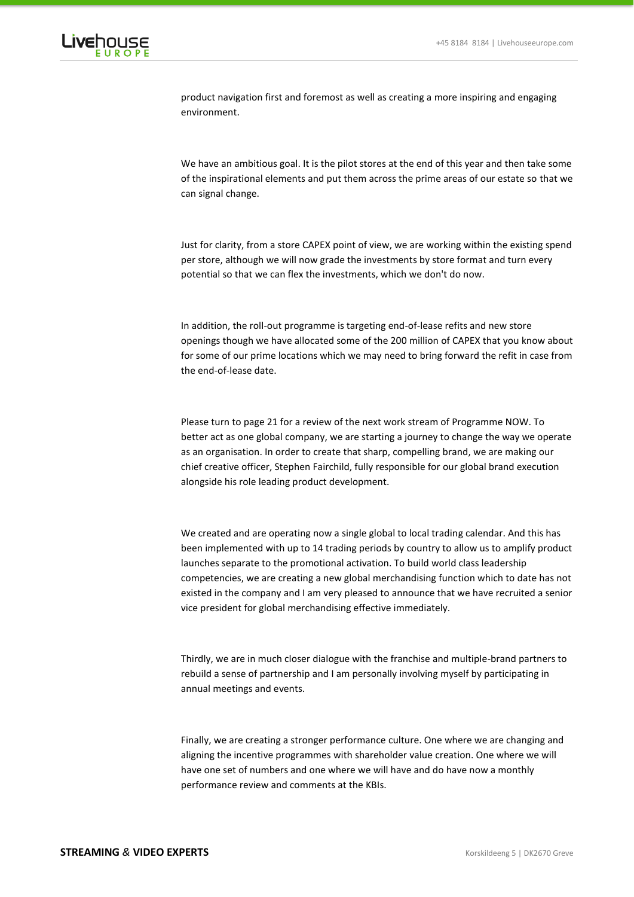product navigation first and foremost as well as creating a more inspiring and engaging environment.

We have an ambitious goal. It is the pilot stores at the end of this year and then take some of the inspirational elements and put them across the prime areas of our estate so that we can signal change.

Just for clarity, from a store CAPEX point of view, we are working within the existing spend per store, although we will now grade the investments by store format and turn every potential so that we can flex the investments, which we don't do now.

In addition, the roll-out programme is targeting end-of-lease refits and new store openings though we have allocated some of the 200 million of CAPEX that you know about for some of our prime locations which we may need to bring forward the refit in case from the end-of-lease date.

Please turn to page 21 for a review of the next work stream of Programme NOW. To better act as one global company, we are starting a journey to change the way we operate as an organisation. In order to create that sharp, compelling brand, we are making our chief creative officer, Stephen Fairchild, fully responsible for our global brand execution alongside his role leading product development.

We created and are operating now a single global to local trading calendar. And this has been implemented with up to 14 trading periods by country to allow us to amplify product launches separate to the promotional activation. To build world class leadership competencies, we are creating a new global merchandising function which to date has not existed in the company and I am very pleased to announce that we have recruited a senior vice president for global merchandising effective immediately.

Thirdly, we are in much closer dialogue with the franchise and multiple-brand partners to rebuild a sense of partnership and I am personally involving myself by participating in annual meetings and events.

Finally, we are creating a stronger performance culture. One where we are changing and aligning the incentive programmes with shareholder value creation. One where we will have one set of numbers and one where we will have and do have now a monthly performance review and comments at the KBIs.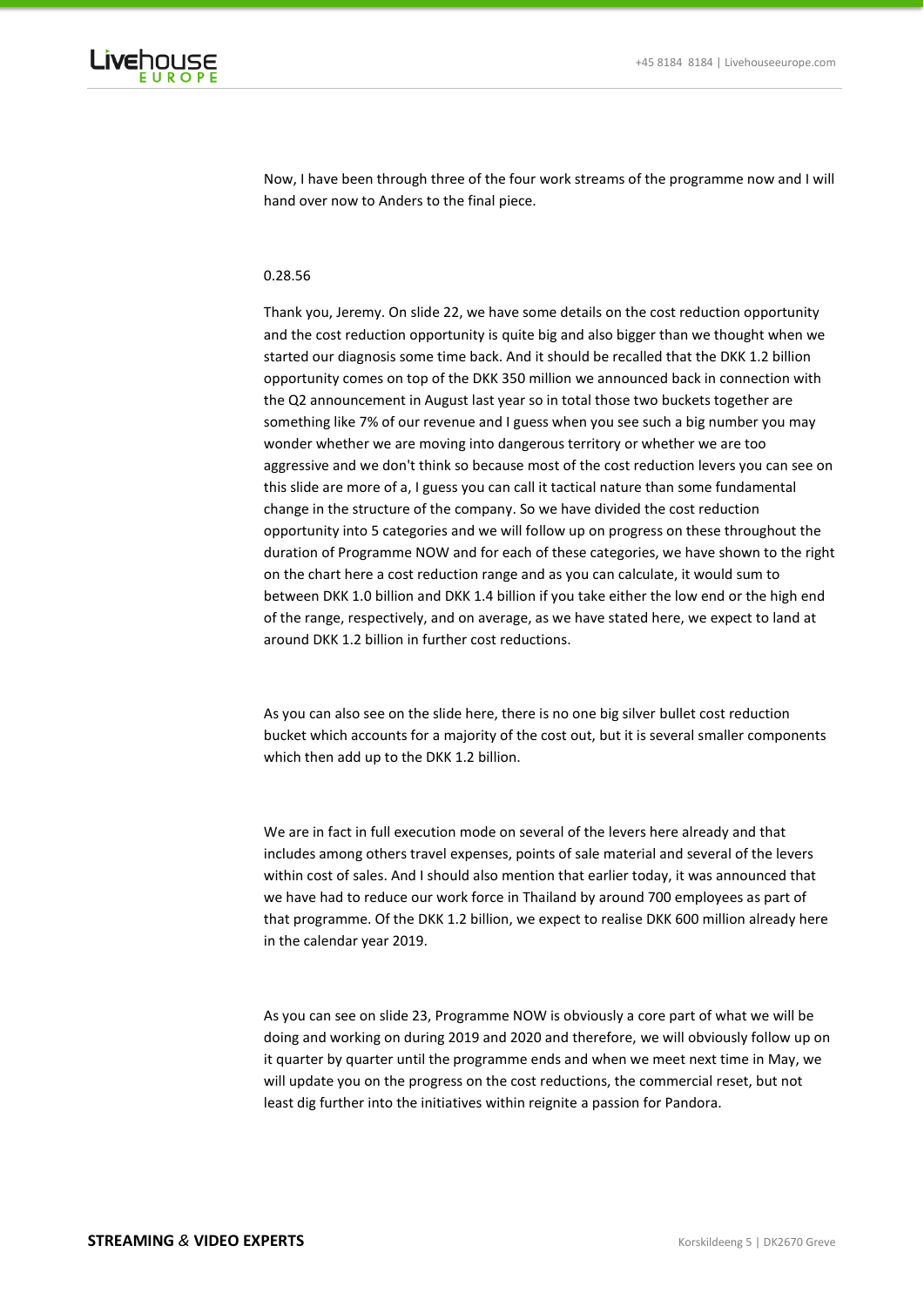Now, I have been through three of the four work streams of the programme now and I will hand over now to Anders to the final piece.

0.28.56

Thank you, Jeremy. On slide 22, we have some details on the cost reduction opportunity and the cost reduction opportunity is quite big and also bigger than we thought when we started our diagnosis some time back. And it should be recalled that the DKK 1.2 billion opportunity comes on top of the DKK 350 million we announced back in connection with the Q2 announcement in August last year so in total those two buckets together are something like 7% of our revenue and I guess when you see such a big number you may wonder whether we are moving into dangerous territory or whether we are too aggressive and we don't think so because most of the cost reduction levers you can see on this slide are more of a, I guess you can call it tactical nature than some fundamental change in the structure of the company. So we have divided the cost reduction opportunity into 5 categories and we will follow up on progress on these throughout the duration of Programme NOW and for each of these categories, we have shown to the right on the chart here a cost reduction range and as you can calculate, it would sum to between DKK 1.0 billion and DKK 1.4 billion if you take either the low end or the high end of the range, respectively, and on average, as we have stated here, we expect to land at around DKK 1.2 billion in further cost reductions.

As you can also see on the slide here, there is no one big silver bullet cost reduction bucket which accounts for a majority of the cost out, but it is several smaller components which then add up to the DKK 1.2 billion.

We are in fact in full execution mode on several of the levers here already and that includes among others travel expenses, points of sale material and several of the levers within cost of sales. And I should also mention that earlier today, it was announced that we have had to reduce our work force in Thailand by around 700 employees as part of that programme. Of the DKK 1.2 billion, we expect to realise DKK 600 million already here in the calendar year 2019.

As you can see on slide 23, Programme NOW is obviously a core part of what we will be doing and working on during 2019 and 2020 and therefore, we will obviously follow up on it quarter by quarter until the programme ends and when we meet next time in May, we will update you on the progress on the cost reductions, the commercial reset, but not least dig further into the initiatives within reignite a passion for Pandora.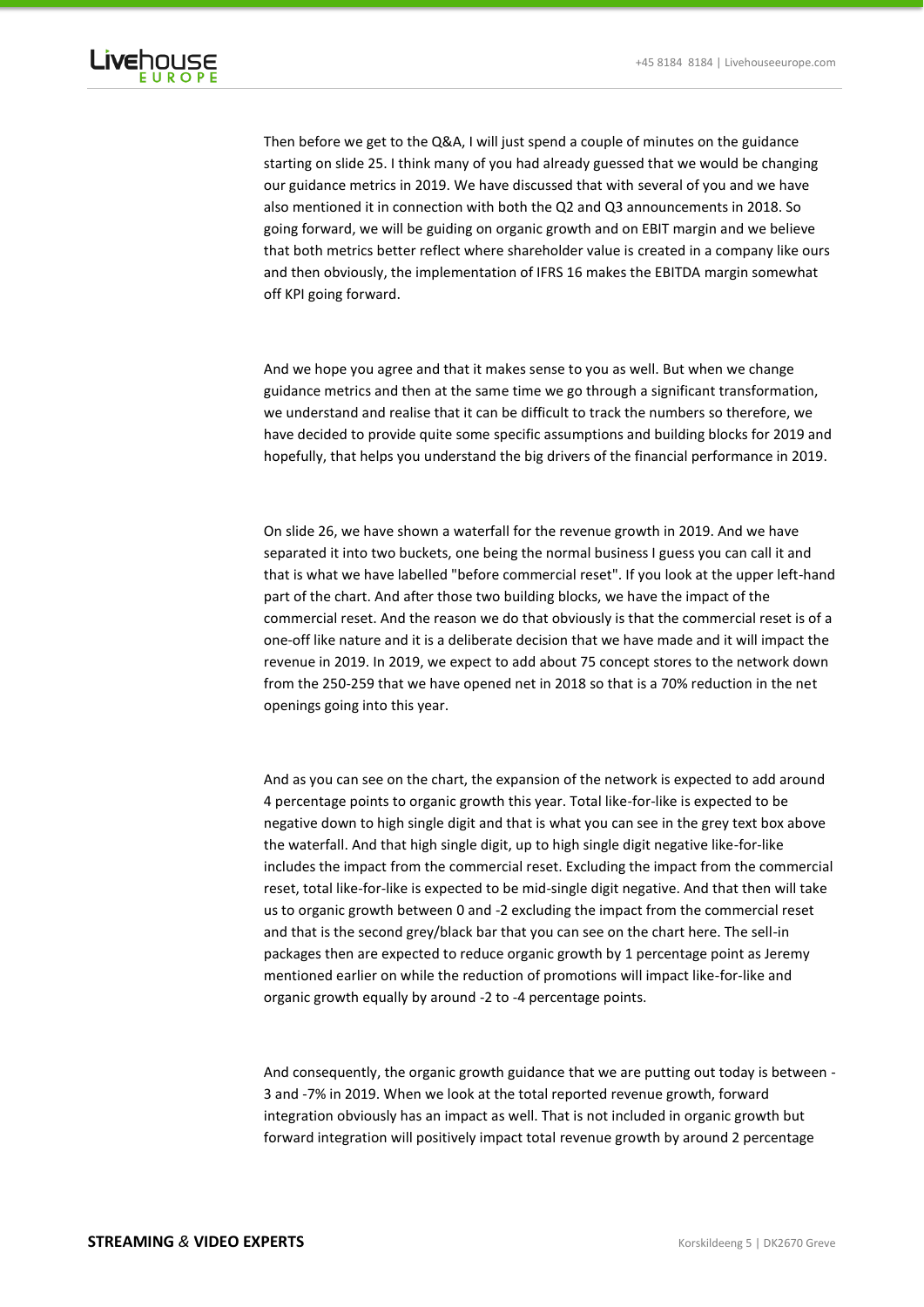Then before we get to the Q&A, I will just spend a couple of minutes on the guidance starting on slide 25. I think many of you had already guessed that we would be changing our guidance metrics in 2019. We have discussed that with several of you and we have also mentioned it in connection with both the Q2 and Q3 announcements in 2018. So going forward, we will be guiding on organic growth and on EBIT margin and we believe that both metrics better reflect where shareholder value is created in a company like ours and then obviously, the implementation of IFRS 16 makes the EBITDA margin somewhat off KPI going forward.

And we hope you agree and that it makes sense to you as well. But when we change guidance metrics and then at the same time we go through a significant transformation, we understand and realise that it can be difficult to track the numbers so therefore, we have decided to provide quite some specific assumptions and building blocks for 2019 and hopefully, that helps you understand the big drivers of the financial performance in 2019.

On slide 26, we have shown a waterfall for the revenue growth in 2019. And we have separated it into two buckets, one being the normal business I guess you can call it and that is what we have labelled "before commercial reset". If you look at the upper left-hand part of the chart. And after those two building blocks, we have the impact of the commercial reset. And the reason we do that obviously is that the commercial reset is of a one-off like nature and it is a deliberate decision that we have made and it will impact the revenue in 2019. In 2019, we expect to add about 75 concept stores to the network down from the 250-259 that we have opened net in 2018 so that is a 70% reduction in the net openings going into this year.

And as you can see on the chart, the expansion of the network is expected to add around 4 percentage points to organic growth this year. Total like-for-like is expected to be negative down to high single digit and that is what you can see in the grey text box above the waterfall. And that high single digit, up to high single digit negative like-for-like includes the impact from the commercial reset. Excluding the impact from the commercial reset, total like-for-like is expected to be mid-single digit negative. And that then will take us to organic growth between 0 and -2 excluding the impact from the commercial reset and that is the second grey/black bar that you can see on the chart here. The sell-in packages then are expected to reduce organic growth by 1 percentage point as Jeremy mentioned earlier on while the reduction of promotions will impact like-for-like and organic growth equally by around -2 to -4 percentage points.

And consequently, the organic growth guidance that we are putting out today is between -3 and -7% in 2019. When we look at the total reported revenue growth, forward integration obviously has an impact as well. That is not included in organic growth but forward integration will positively impact total revenue growth by around 2 percentage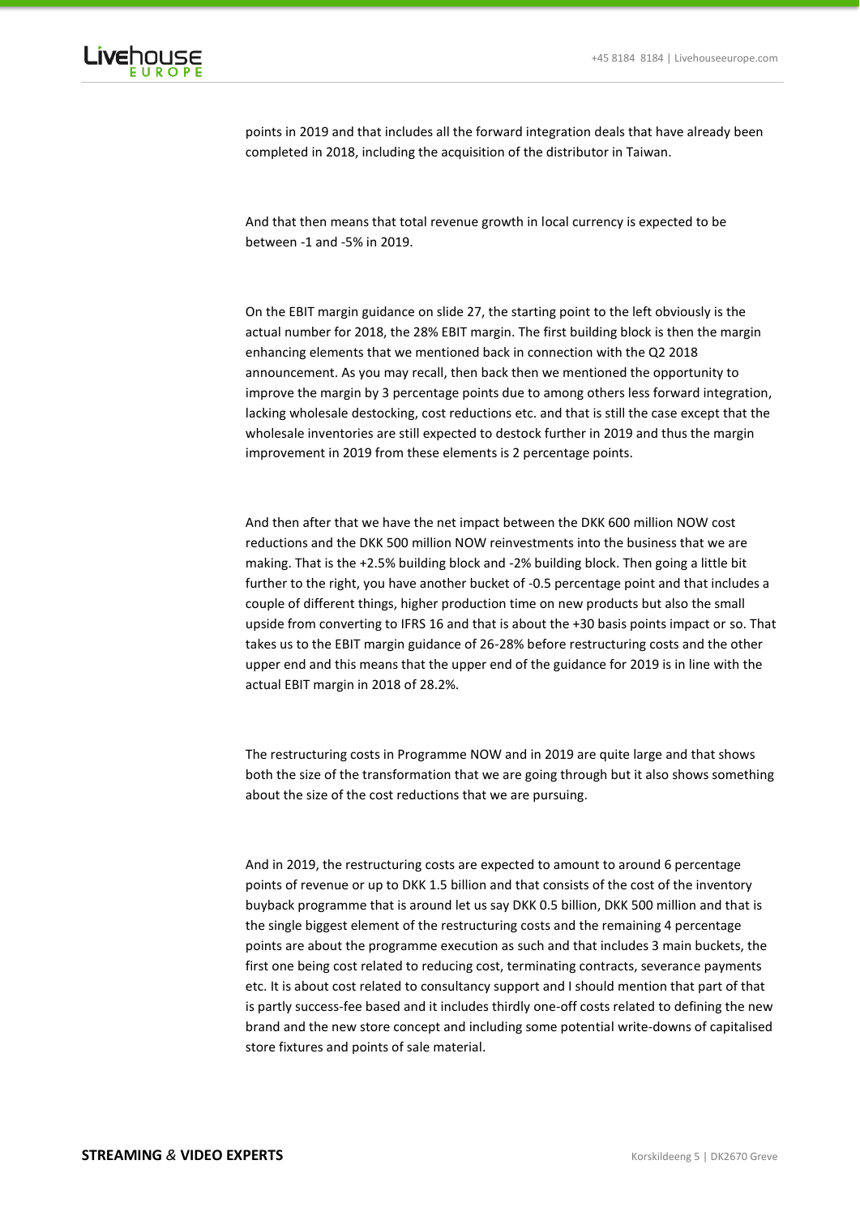points in 2019 and that includes all the forward integration deals that have already been completed in 2018, including the acquisition of the distributor in Taiwan.

And that then means that total revenue growth in local currency is expected to be between -1 and -5% in 2019.

On the EBIT margin guidance on slide 27, the starting point to the left obviously is the actual number for 2018, the 28% EBIT margin. The first building block is then the margin enhancing elements that we mentioned back in connection with the Q2 2018 announcement. As you may recall, then back then we mentioned the opportunity to improve the margin by 3 percentage points due to among others less forward integration, lacking wholesale destocking, cost reductions etc. and that is still the case except that the wholesale inventories are still expected to destock further in 2019 and thus the margin improvement in 2019 from these elements is 2 percentage points.

And then after that we have the net impact between the DKK 600 million NOW cost reductions and the DKK 500 million NOW reinvestments into the business that we are making. That is the +2.5% building block and -2% building block. Then going a little bit further to the right, you have another bucket of -0.5 percentage point and that includes a couple of different things, higher production time on new products but also the small upside from converting to IFRS 16 and that is about the +30 basis points impact or so. That takes us to the EBIT margin guidance of 26-28% before restructuring costs and the other upper end and this means that the upper end of the guidance for 2019 is in line with the actual EBIT margin in 2018 of 28.2%.

The restructuring costs in Programme NOW and in 2019 are quite large and that shows both the size of the transformation that we are going through but it also shows something about the size of the cost reductions that we are pursuing.

And in 2019, the restructuring costs are expected to amount to around 6 percentage points of revenue or up to DKK 1.5 billion and that consists of the cost of the inventory buyback programme that is around let us say DKK 0.5 billion, DKK 500 million and that is the single biggest element of the restructuring costs and the remaining 4 percentage points are about the programme execution as such and that includes 3 main buckets, the first one being cost related to reducing cost, terminating contracts, severance payments etc. It is about cost related to consultancy support and I should mention that part of that is partly success-fee based and it includes thirdly one-off costs related to defining the new brand and the new store concept and including some potential write-downs of capitalised store fixtures and points of sale material.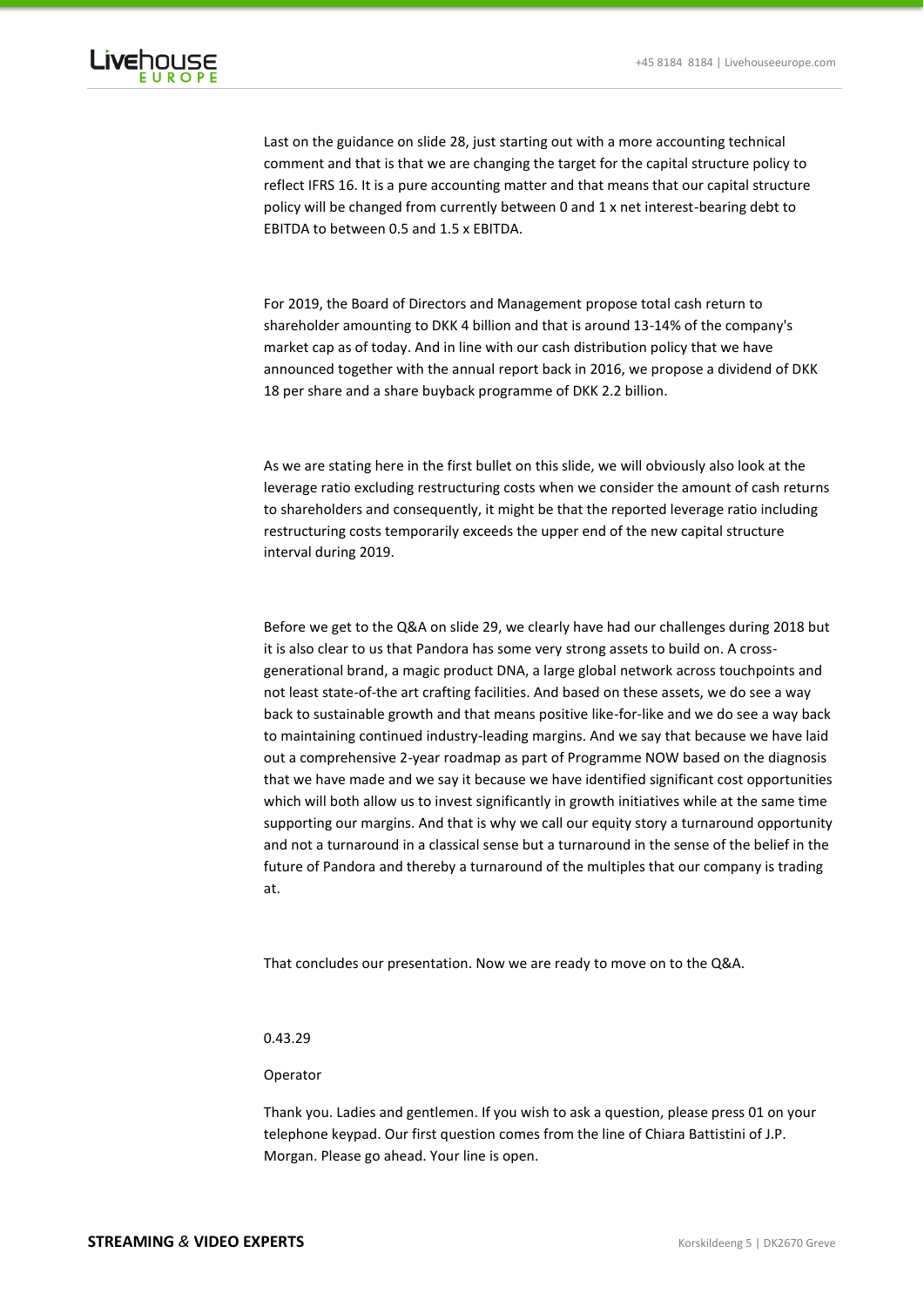Last on the guidance on slide 28, just starting out with a more accounting technical comment and that is that we are changing the target for the capital structure policy to reflect IFRS 16. It is a pure accounting matter and that means that our capital structure policy will be changed from currently between 0 and 1 x net interest-bearing debt to EBITDA to between 0.5 and 1.5 x EBITDA.

For 2019, the Board of Directors and Management propose total cash return to shareholder amounting to DKK 4 billion and that is around 13-14% of the company's market cap as of today. And in line with our cash distribution policy that we have announced together with the annual report back in 2016, we propose a dividend of DKK 18 per share and a share buyback programme of DKK 2.2 billion.

As we are stating here in the first bullet on this slide, we will obviously also look at the leverage ratio excluding restructuring costs when we consider the amount of cash returns to shareholders and consequently, it might be that the reported leverage ratio including restructuring costs temporarily exceeds the upper end of the new capital structure interval during 2019.

Before we get to the Q&A on slide 29, we clearly have had our challenges during 2018 but it is also clear to us that Pandora has some very strong assets to build on. A cross-generational brand, a magic product DNA, a large global network across touchpoints and not least state-of-the art crafting facilities. And based on these assets, we do see a way back to sustainable growth and that means positive like-for-like and we do see a way back to maintaining continued industry-leading margins. And we say that because we have laid out a comprehensive 2-year roadmap as part of Programme NOW based on the diagnosis that we have made and we say it because we have identified significant cost opportunities which will both allow us to invest significantly in growth initiatives while at the same time supporting our margins. And that is why we call our equity story a turnaround opportunity and not a turnaround in a classical sense but a turnaround in the sense of the belief in the future of Pandora and thereby a turnaround of the multiples that our company is trading at.

That concludes our presentation. Now we are ready to move on to the Q&A.

0.43.29

Operator

Thank you. Ladies and gentlemen. If you wish to ask a question, please press 01 on your telephone keypad. Our first question comes from the line of Chiara Battistini of J.P. Morgan. Please go ahead. Your line is open.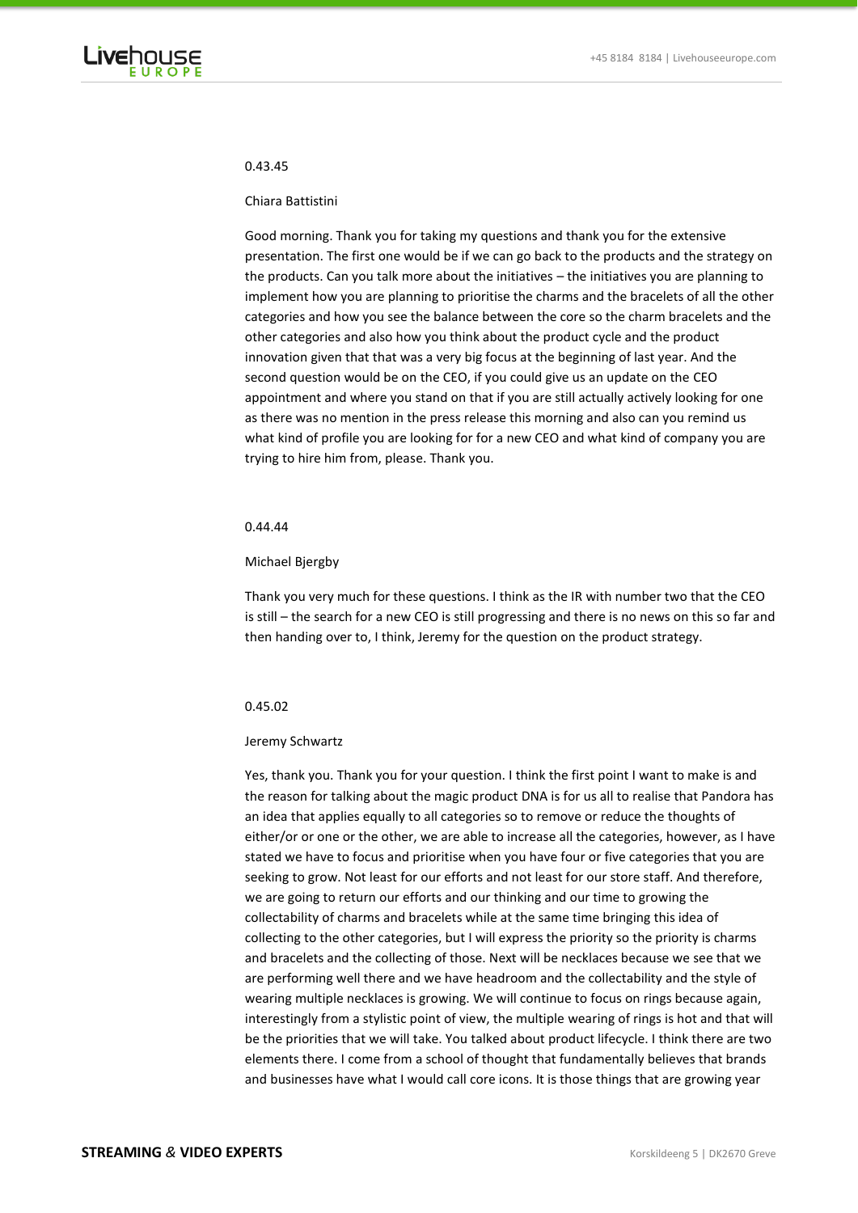0.43.45

Chiara Battistini

Good morning. Thank you for taking my questions and thank you for the extensive presentation. The first one would be if we can go back to the products and the strategy on the products. Can you talk more about the initiatives – the initiatives you are planning to implement how you are planning to prioritise the charms and the bracelets of all the other categories and how you see the balance between the core so the charm bracelets and the other categories and also how you think about the product cycle and the product innovation given that that was a very big focus at the beginning of last year. And the second question would be on the CEO, if you could give us an update on the CEO appointment and where you stand on that if you are still actually actively looking for one as there was no mention in the press release this morning and also can you remind us what kind of profile you are looking for for a new CEO and what kind of company you are trying to hire him from, please. Thank you.

0.44.44

Michael Bjergby

Thank you very much for these questions. I think as the IR with number two that the CEO is still – the search for a new CEO is still progressing and there is no news on this so far and then handing over to, I think, Jeremy for the question on the product strategy.

0.45.02

Jeremy Schwartz

Yes, thank you. Thank you for your question. I think the first point I want to make is and the reason for talking about the magic product DNA is for us all to realise that Pandora has an idea that applies equally to all categories so to remove or reduce the thoughts of either/or or one or the other, we are able to increase all the categories, however, as I have stated we have to focus and prioritise when you have four or five categories that you are seeking to grow. Not least for our efforts and not least for our store staff. And therefore, we are going to return our efforts and our thinking and our time to growing the collectability of charms and bracelets while at the same time bringing this idea of collecting to the other categories, but I will express the priority so the priority is charms and bracelets and the collecting of those. Next will be necklaces because we see that we are performing well there and we have headroom and the collectability and the style of wearing multiple necklaces is growing. We will continue to focus on rings because again, interestingly from a stylistic point of view, the multiple wearing of rings is hot and that will be the priorities that we will take. You talked about product lifecycle. I think there are two elements there. I come from a school of thought that fundamentally believes that brands and businesses have what I would call core icons. It is those things that are growing year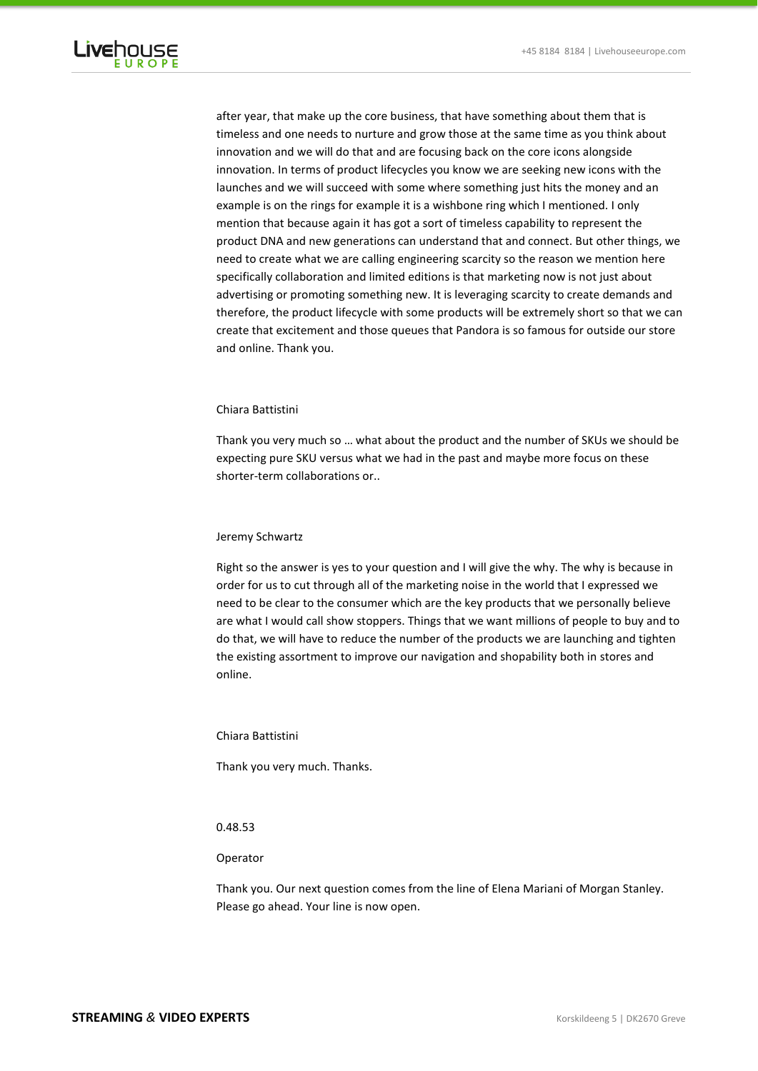after year, that make up the core business, that have something about them that is timeless and one needs to nurture and grow those at the same time as you think about innovation and we will do that and are focusing back on the core icons alongside innovation. In terms of product lifecycles you know we are seeking new icons with the launches and we will succeed with some where something just hits the money and an example is on the rings for example it is a wishbone ring which I mentioned. I only mention that because again it has got a sort of timeless capability to represent the product DNA and new generations can understand that and connect. But other things, we need to create what we are calling engineering scarcity so the reason we mention here specifically collaboration and limited editions is that marketing now is not just about advertising or promoting something new. It is leveraging scarcity to create demands and therefore, the product lifecycle with some products will be extremely short so that we can create that excitement and those queues that Pandora is so famous for outside our store and online. Thank you.

Chiara Battistini

Thank you very much so … what about the product and the number of SKUs we should be expecting pure SKU versus what we had in the past and maybe more focus on these shorter-term collaborations or..

Jeremy Schwartz

Right so the answer is yes to your question and I will give the why. The why is because in order for us to cut through all of the marketing noise in the world that I expressed we need to be clear to the consumer which are the key products that we personally believe are what I would call show stoppers. Things that we want millions of people to buy and to do that, we will have to reduce the number of the products we are launching and tighten the existing assortment to improve our navigation and shopability both in stores and online.

Chiara Battistini

Thank you very much. Thanks.

0.48.53

Operator

Thank you. Our next question comes from the line of Elena Mariani of Morgan Stanley. Please go ahead. Your line is now open.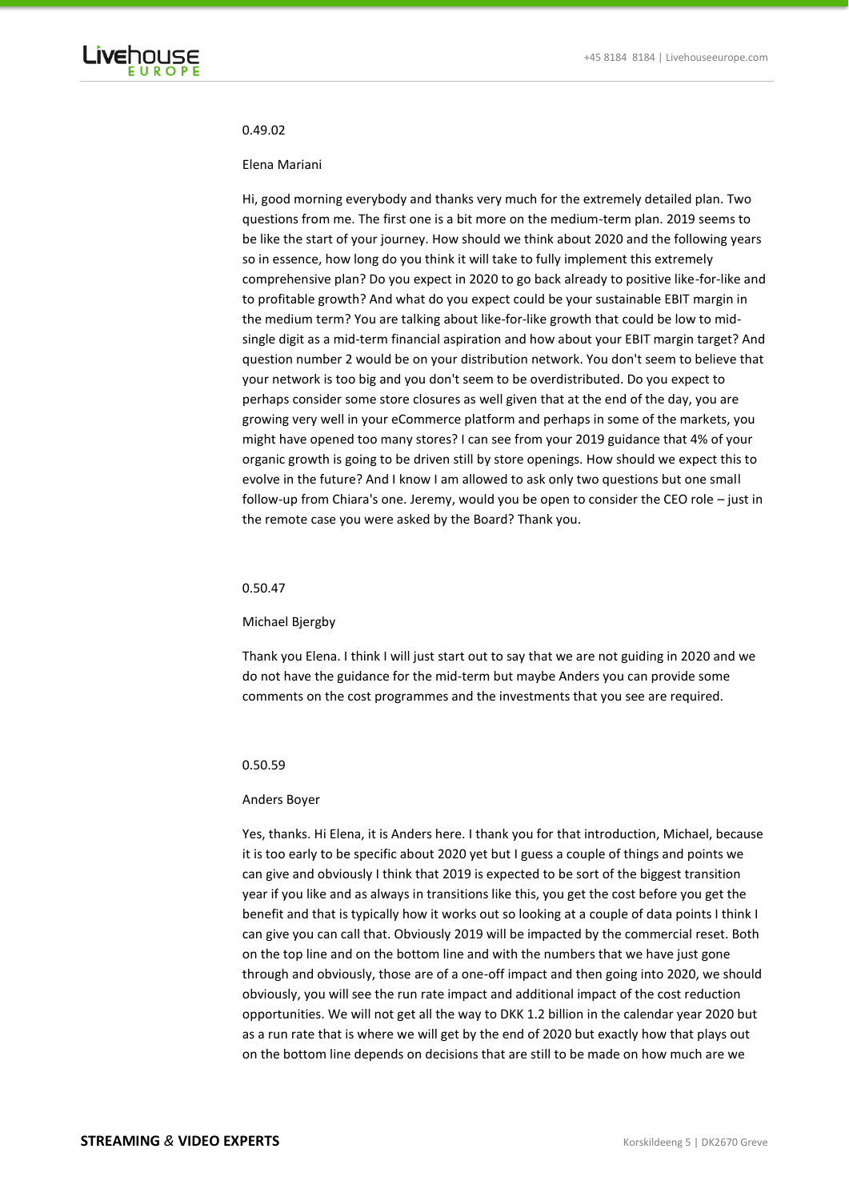0.49.02

Elena Mariani

Hi, good morning everybody and thanks very much for the extremely detailed plan. Two questions from me. The first one is a bit more on the medium-term plan. 2019 seems to be like the start of your journey. How should we think about 2020 and the following years so in essence, how long do you think it will take to fully implement this extremely comprehensive plan? Do you expect in 2020 to go back already to positive like-for-like and to profitable growth? And what do you expect could be your sustainable EBIT margin in the medium term? You are talking about like-for-like growth that could be low to mid-single digit as a mid-term financial aspiration and how about your EBIT margin target? And question number 2 would be on your distribution network. You don't seem to believe that your network is too big and you don't seem to be overdistributed. Do you expect to perhaps consider some store closures as well given that at the end of the day, you are growing very well in your eCommerce platform and perhaps in some of the markets, you might have opened too many stores? I can see from your 2019 guidance that 4% of your organic growth is going to be driven still by store openings. How should we expect this to evolve in the future? And I know I am allowed to ask only two questions but one small follow-up from Chiara's one. Jeremy, would you be open to consider the CEO role – just in the remote case you were asked by the Board? Thank you.

0.50.47

Michael Bjergby

Thank you Elena. I think I will just start out to say that we are not guiding in 2020 and we do not have the guidance for the mid-term but maybe Anders you can provide some comments on the cost programmes and the investments that you see are required.

0.50.59

Anders Boyer

Yes, thanks. Hi Elena, it is Anders here. I thank you for that introduction, Michael, because it is too early to be specific about 2020 yet but I guess a couple of things and points we can give and obviously I think that 2019 is expected to be sort of the biggest transition year if you like and as always in transitions like this, you get the cost before you get the benefit and that is typically how it works out so looking at a couple of data points I think I can give you can call that. Obviously 2019 will be impacted by the commercial reset. Both on the top line and on the bottom line and with the numbers that we have just gone through and obviously, those are of a one-off impact and then going into 2020, we should obviously, you will see the run rate impact and additional impact of the cost reduction opportunities. We will not get all the way to DKK 1.2 billion in the calendar year 2020 but as a run rate that is where we will get by the end of 2020 but exactly how that plays out on the bottom line depends on decisions that are still to be made on how much are we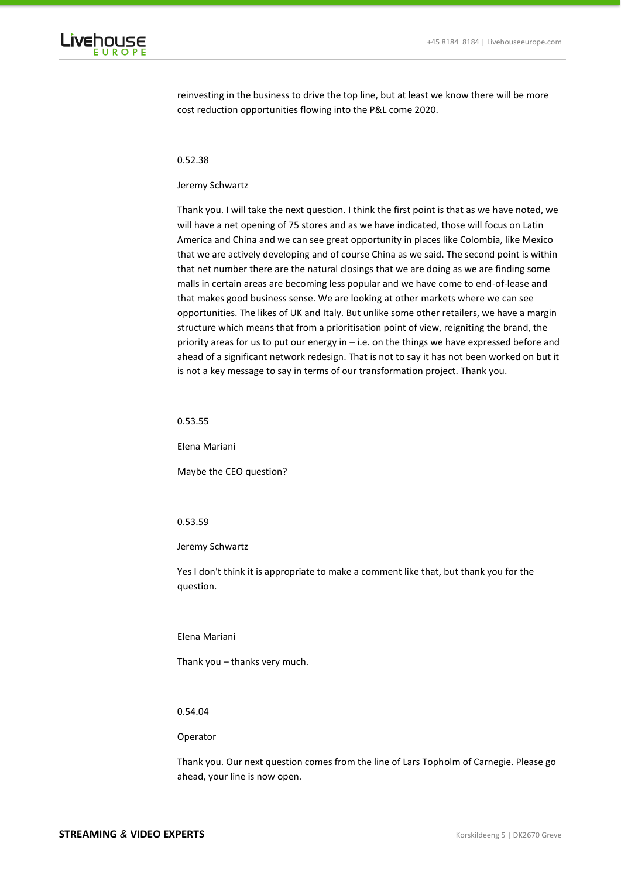reinvesting in the business to drive the top line, but at least we know there will be more cost reduction opportunities flowing into the P&L come 2020.

0.52.38

Jeremy Schwartz

Thank you. I will take the next question. I think the first point is that as we have noted, we will have a net opening of 75 stores and as we have indicated, those will focus on Latin America and China and we can see great opportunity in places like Colombia, like Mexico that we are actively developing and of course China as we said. The second point is within that net number there are the natural closings that we are doing as we are finding some malls in certain areas are becoming less popular and we have come to end-of-lease and that makes good business sense. We are looking at other markets where we can see opportunities. The likes of UK and Italy. But unlike some other retailers, we have a margin structure which means that from a prioritisation point of view, reigniting the brand, the priority areas for us to put our energy in – i.e. on the things we have expressed before and ahead of a significant network redesign. That is not to say it has not been worked on but it is not a key message to say in terms of our transformation project. Thank you.

0.53.55

Elena Mariani

Maybe the CEO question?

0.53.59

Jeremy Schwartz

Yes I don't think it is appropriate to make a comment like that, but thank you for the question.

Elena Mariani

Thank you – thanks very much.

0.54.04

Operator

Thank you. Our next question comes from the line of Lars Topholm of Carnegie. Please go ahead, your line is now open.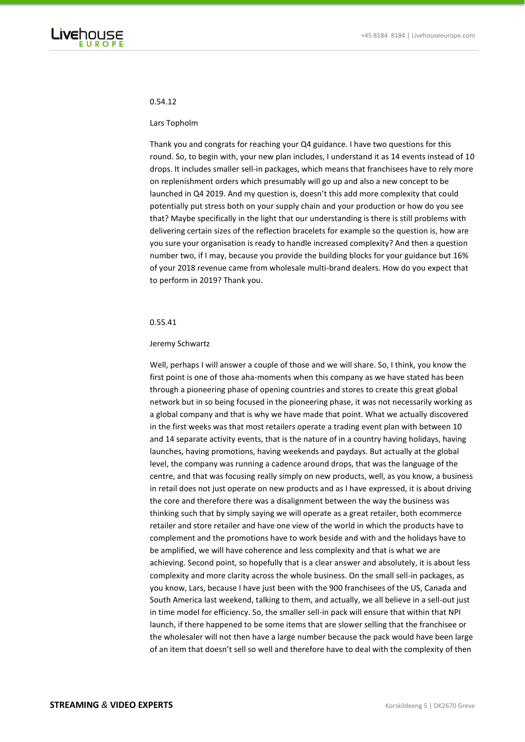0.54.12

Lars Topholm

Thank you and congrats for reaching your Q4 guidance. I have two questions for this round. So, to begin with, your new plan includes, I understand it as 14 events instead of 10 drops. It includes smaller sell-in packages, which means that franchisees have to rely more on replenishment orders which presumably will go up and also a new concept to be launched in Q4 2019. And my question is, doesn't this add more complexity that could potentially put stress both on your supply chain and your production or how do you see that? Maybe specifically in the light that our understanding is there is still problems with delivering certain sizes of the reflection bracelets for example so the question is, how are you sure your organisation is ready to handle increased complexity? And then a question number two, if I may, because you provide the building blocks for your guidance but 16% of your 2018 revenue came from wholesale multi-brand dealers. How do you expect that to perform in 2019? Thank you.

0.55.41

Jeremy Schwartz

Well, perhaps I will answer a couple of those and we will share. So, I think, you know the first point is one of those aha-moments when this company as we have stated has been through a pioneering phase of opening countries and stores to create this great global network but in so being focused in the pioneering phase, it was not necessarily working as a global company and that is why we have made that point. What we actually discovered in the first weeks was that most retailers operate a trading event plan with between 10 and 14 separate activity events, that is the nature of in a country having holidays, having launches, having promotions, having weekends and paydays. But actually at the global level, the company was running a cadence around drops, that was the language of the centre, and that was focusing really simply on new products, well, as you know, a business in retail does not just operate on new products and as I have expressed, it is about driving the core and therefore there was a disalignment between the way the business was thinking such that by simply saying we will operate as a great retailer, both ecommerce retailer and store retailer and have one view of the world in which the products have to complement and the promotions have to work beside and with and the holidays have to be amplified, we will have coherence and less complexity and that is what we are achieving. Second point, so hopefully that is a clear answer and absolutely, it is about less complexity and more clarity across the whole business. On the small sell-in packages, as you know, Lars, because I have just been with the 900 franchisees of the US, Canada and South America last weekend, talking to them, and actually, we all believe in a sell-out just in time model for efficiency. So, the smaller sell-in pack will ensure that within that NPI launch, if there happened to be some items that are slower selling that the franchisee or the wholesaler will not then have a large number because the pack would have been large of an item that doesn't sell so well and therefore have to deal with the complexity of then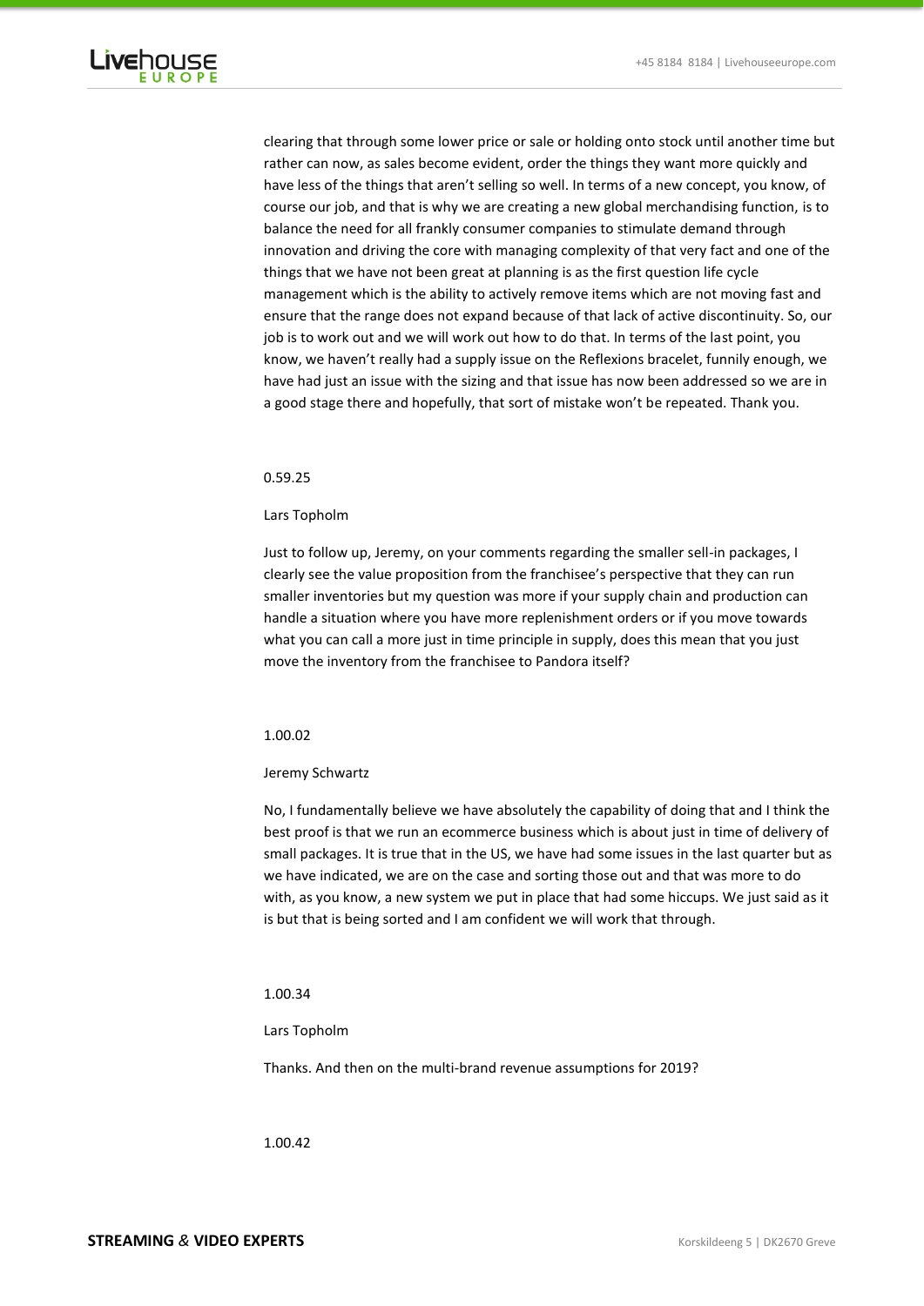clearing that through some lower price or sale or holding onto stock until another time but rather can now, as sales become evident, order the things they want more quickly and have less of the things that aren't selling so well. In terms of a new concept, you know, of course our job, and that is why we are creating a new global merchandising function, is to balance the need for all frankly consumer companies to stimulate demand through innovation and driving the core with managing complexity of that very fact and one of the things that we have not been great at planning is as the first question life cycle management which is the ability to actively remove items which are not moving fast and ensure that the range does not expand because of that lack of active discontinuity. So, our job is to work out and we will work out how to do that. In terms of the last point, you know, we haven't really had a supply issue on the Reflexions bracelet, funnily enough, we have had just an issue with the sizing and that issue has now been addressed so we are in a good stage there and hopefully, that sort of mistake won't be repeated. Thank you.

0.59.25

Lars Topholm

Just to follow up, Jeremy, on your comments regarding the smaller sell-in packages, I clearly see the value proposition from the franchisee's perspective that they can run smaller inventories but my question was more if your supply chain and production can handle a situation where you have more replenishment orders or if you move towards what you can call a more just in time principle in supply, does this mean that you just move the inventory from the franchisee to Pandora itself?

1.00.02

Jeremy Schwartz

No, I fundamentally believe we have absolutely the capability of doing that and I think the best proof is that we run an ecommerce business which is about just in time of delivery of small packages. It is true that in the US, we have had some issues in the last quarter but as we have indicated, we are on the case and sorting those out and that was more to do with, as you know, a new system we put in place that had some hiccups. We just said as it is but that is being sorted and I am confident we will work that through.

1.00.34

Lars Topholm

Thanks. And then on the multi-brand revenue assumptions for 2019?

1.00.42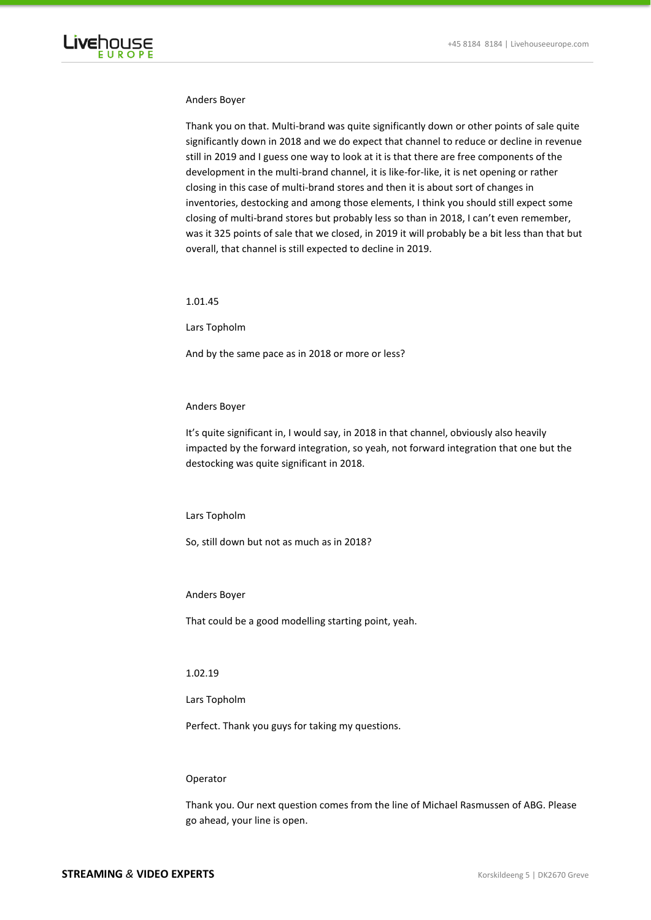Anders Boyer

Thank you on that. Multi-brand was quite significantly down or other points of sale quite significantly down in 2018 and we do expect that channel to reduce or decline in revenue still in 2019 and I guess one way to look at it is that there are free components of the development in the multi-brand channel, it is like-for-like, it is net opening or rather closing in this case of multi-brand stores and then it is about sort of changes in inventories, destocking and among those elements, I think you should still expect some closing of multi-brand stores but probably less so than in 2018, I can't even remember, was it 325 points of sale that we closed, in 2019 it will probably be a bit less than that but overall, that channel is still expected to decline in 2019.

1.01.45

Lars Topholm

And by the same pace as in 2018 or more or less?

Anders Boyer

It's quite significant in, I would say, in 2018 in that channel, obviously also heavily impacted by the forward integration, so yeah, not forward integration that one but the destocking was quite significant in 2018.

Lars Topholm

So, still down but not as much as in 2018?

Anders Boyer

That could be a good modelling starting point, yeah.

1.02.19

Lars Topholm

Perfect. Thank you guys for taking my questions.

Operator

Thank you. Our next question comes from the line of Michael Rasmussen of ABG. Please go ahead, your line is open.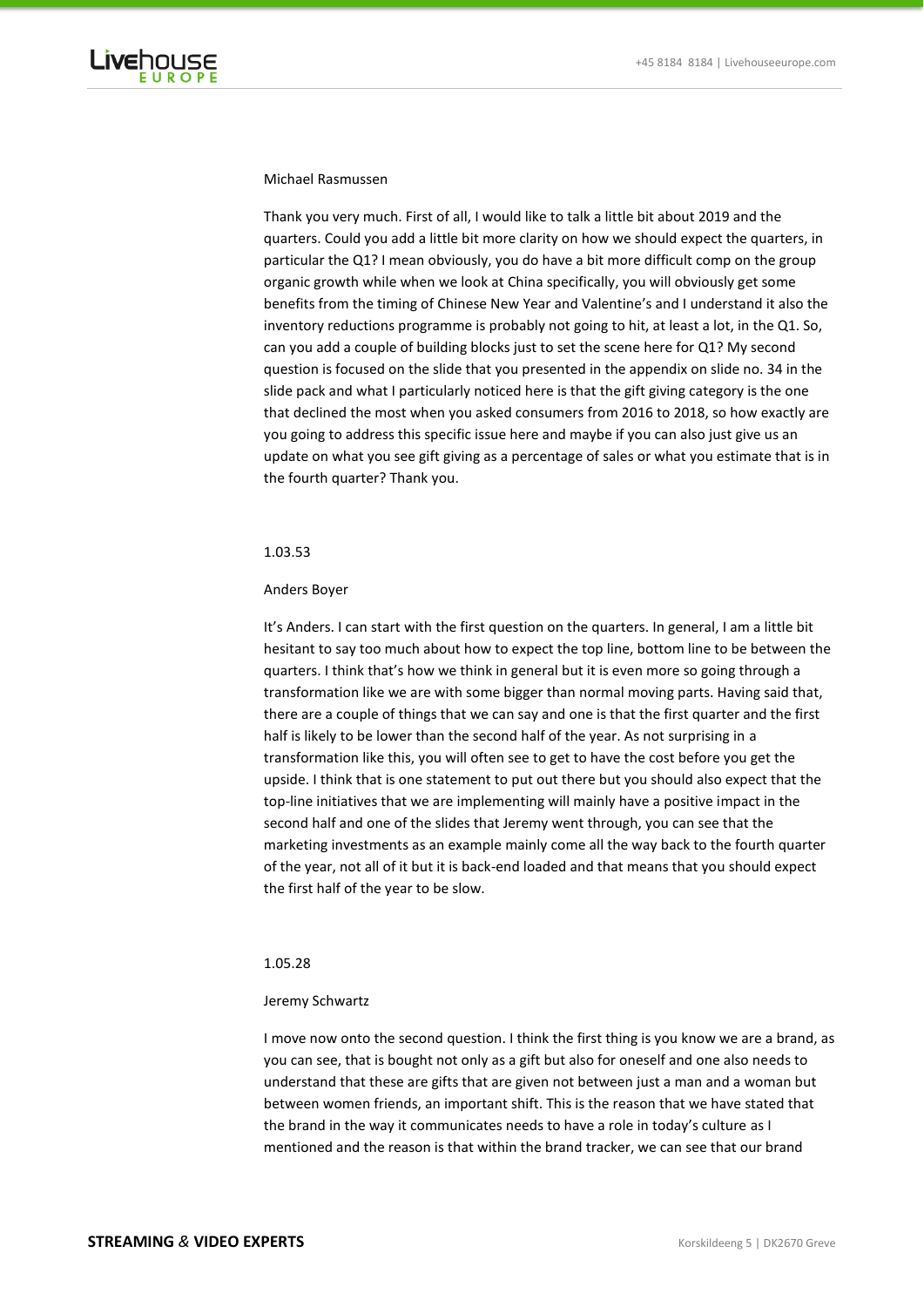Michael Rasmussen

Thank you very much. First of all, I would like to talk a little bit about 2019 and the quarters. Could you add a little bit more clarity on how we should expect the quarters, in particular the Q1? I mean obviously, you do have a bit more difficult comp on the group organic growth while when we look at China specifically, you will obviously get some benefits from the timing of Chinese New Year and Valentine's and I understand it also the inventory reductions programme is probably not going to hit, at least a lot, in the Q1. So, can you add a couple of building blocks just to set the scene here for Q1? My second question is focused on the slide that you presented in the appendix on slide no. 34 in the slide pack and what I particularly noticed here is that the gift giving category is the one that declined the most when you asked consumers from 2016 to 2018, so how exactly are you going to address this specific issue here and maybe if you can also just give us an update on what you see gift giving as a percentage of sales or what you estimate that is in the fourth quarter? Thank you.

1.03.53

Anders Boyer

It's Anders. I can start with the first question on the quarters. In general, I am a little bit hesitant to say too much about how to expect the top line, bottom line to be between the quarters. I think that's how we think in general but it is even more so going through a transformation like we are with some bigger than normal moving parts. Having said that, there are a couple of things that we can say and one is that the first quarter and the first half is likely to be lower than the second half of the year. As not surprising in a transformation like this, you will often see to get to have the cost before you get the upside. I think that is one statement to put out there but you should also expect that the top-line initiatives that we are implementing will mainly have a positive impact in the second half and one of the slides that Jeremy went through, you can see that the marketing investments as an example mainly come all the way back to the fourth quarter of the year, not all of it but it is back-end loaded and that means that you should expect the first half of the year to be slow.

1.05.28

Jeremy Schwartz

I move now onto the second question. I think the first thing is you know we are a brand, as you can see, that is bought not only as a gift but also for oneself and one also needs to understand that these are gifts that are given not between just a man and a woman but between women friends, an important shift. This is the reason that we have stated that the brand in the way it communicates needs to have a role in today's culture as I mentioned and the reason is that within the brand tracker, we can see that our brand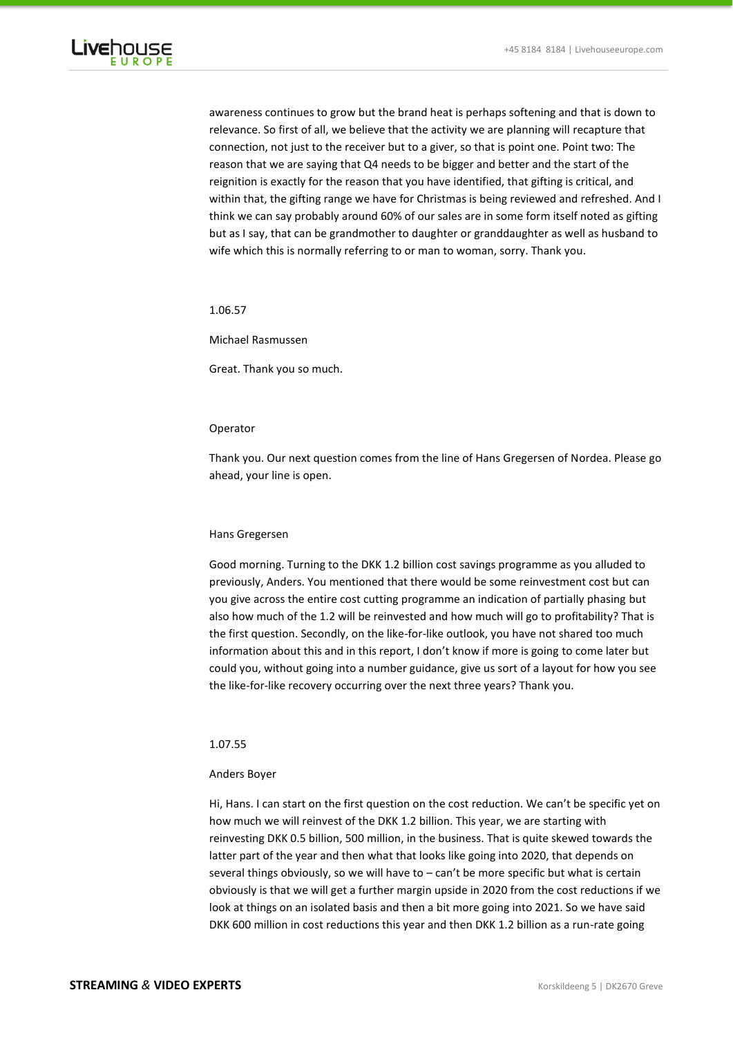awareness continues to grow but the brand heat is perhaps softening and that is down to relevance. So first of all, we believe that the activity we are planning will recapture that connection, not just to the receiver but to a giver, so that is point one. Point two: The reason that we are saying that Q4 needs to be bigger and better and the start of the reignition is exactly for the reason that you have identified, that gifting is critical, and within that, the gifting range we have for Christmas is being reviewed and refreshed. And I think we can say probably around 60% of our sales are in some form itself noted as gifting but as I say, that can be grandmother to daughter or granddaughter as well as husband to wife which this is normally referring to or man to woman, sorry. Thank you.

1.06.57

Michael Rasmussen

Great. Thank you so much.

Operator

Thank you. Our next question comes from the line of Hans Gregersen of Nordea. Please go ahead, your line is open.

Hans Gregersen

Good morning. Turning to the DKK 1.2 billion cost savings programme as you alluded to previously, Anders. You mentioned that there would be some reinvestment cost but can you give across the entire cost cutting programme an indication of partially phasing but also how much of the 1.2 will be reinvested and how much will go to profitability? That is the first question. Secondly, on the like-for-like outlook, you have not shared too much information about this and in this report, I don't know if more is going to come later but could you, without going into a number guidance, give us sort of a layout for how you see the like-for-like recovery occurring over the next three years? Thank you.

1.07.55

Anders Boyer

Hi, Hans. I can start on the first question on the cost reduction. We can't be specific yet on how much we will reinvest of the DKK 1.2 billion. This year, we are starting with reinvesting DKK 0.5 billion, 500 million, in the business. That is quite skewed towards the latter part of the year and then what that looks like going into 2020, that depends on several things obviously, so we will have to – can't be more specific but what is certain obviously is that we will get a further margin upside in 2020 from the cost reductions if we look at things on an isolated basis and then a bit more going into 2021. So we have said DKK 600 million in cost reductions this year and then DKK 1.2 billion as a run-rate going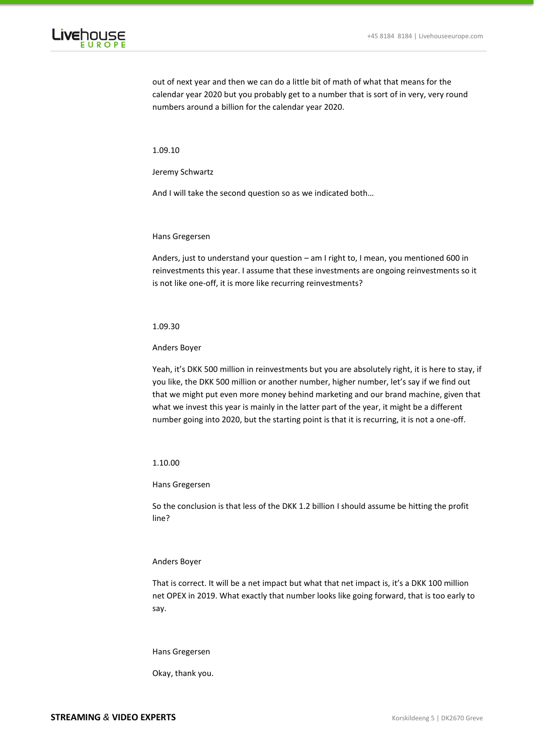out of next year and then we can do a little bit of math of what that means for the calendar year 2020 but you probably get to a number that is sort of in very, very round numbers around a billion for the calendar year 2020.

1.09.10

Jeremy Schwartz

And I will take the second question so as we indicated both…

Hans Gregersen

Anders, just to understand your question – am I right to, I mean, you mentioned 600 in reinvestments this year. I assume that these investments are ongoing reinvestments so it is not like one-off, it is more like recurring reinvestments?

1.09.30

Anders Boyer

Yeah, it's DKK 500 million in reinvestments but you are absolutely right, it is here to stay, if you like, the DKK 500 million or another number, higher number, let's say if we find out that we might put even more money behind marketing and our brand machine, given that what we invest this year is mainly in the latter part of the year, it might be a different number going into 2020, but the starting point is that it is recurring, it is not a one-off.

1.10.00

Hans Gregersen

So the conclusion is that less of the DKK 1.2 billion I should assume be hitting the profit line?

Anders Boyer

That is correct. It will be a net impact but what that net impact is, it's a DKK 100 million net OPEX in 2019. What exactly that number looks like going forward, that is too early to say.

Hans Gregersen

Okay, thank you.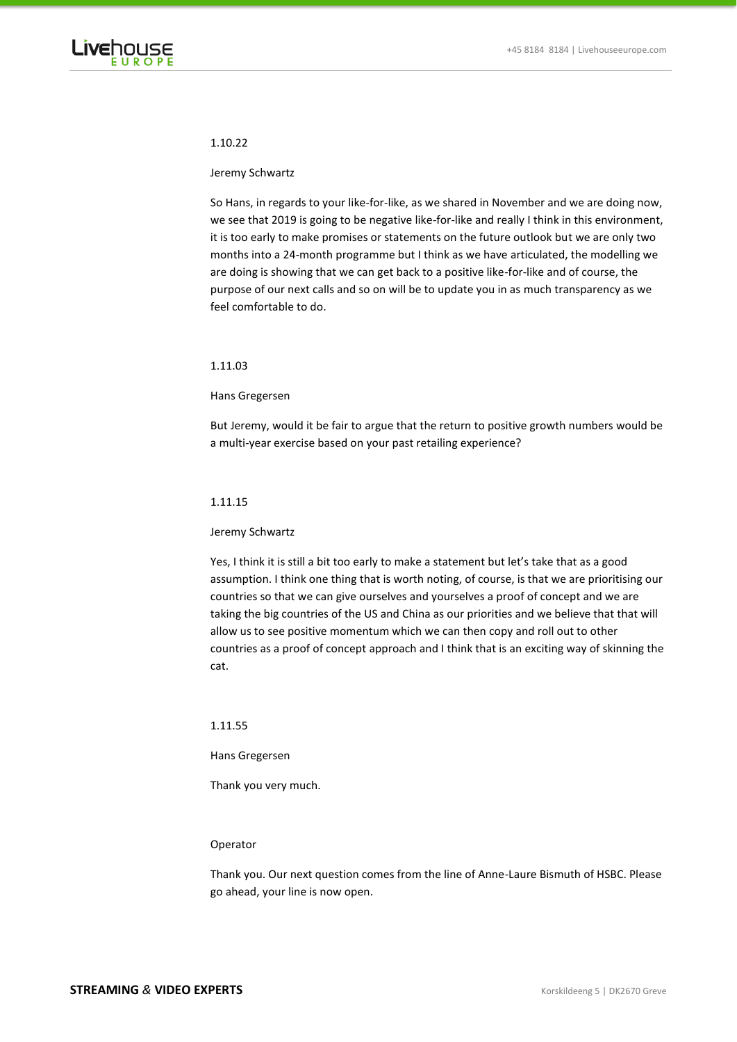1.10.22

Jeremy Schwartz

So Hans, in regards to your like-for-like, as we shared in November and we are doing now, we see that 2019 is going to be negative like-for-like and really I think in this environment, it is too early to make promises or statements on the future outlook but we are only two months into a 24-month programme but I think as we have articulated, the modelling we are doing is showing that we can get back to a positive like-for-like and of course, the purpose of our next calls and so on will be to update you in as much transparency as we feel comfortable to do.

1.11.03

Hans Gregersen

But Jeremy, would it be fair to argue that the return to positive growth numbers would be a multi-year exercise based on your past retailing experience?

1.11.15

Jeremy Schwartz

Yes, I think it is still a bit too early to make a statement but let's take that as a good assumption. I think one thing that is worth noting, of course, is that we are prioritising our countries so that we can give ourselves and yourselves a proof of concept and we are taking the big countries of the US and China as our priorities and we believe that that will allow us to see positive momentum which we can then copy and roll out to other countries as a proof of concept approach and I think that is an exciting way of skinning the cat.

1.11.55

Hans Gregersen

Thank you very much.

Operator

Thank you. Our next question comes from the line of Anne-Laure Bismuth of HSBC. Please go ahead, your line is now open.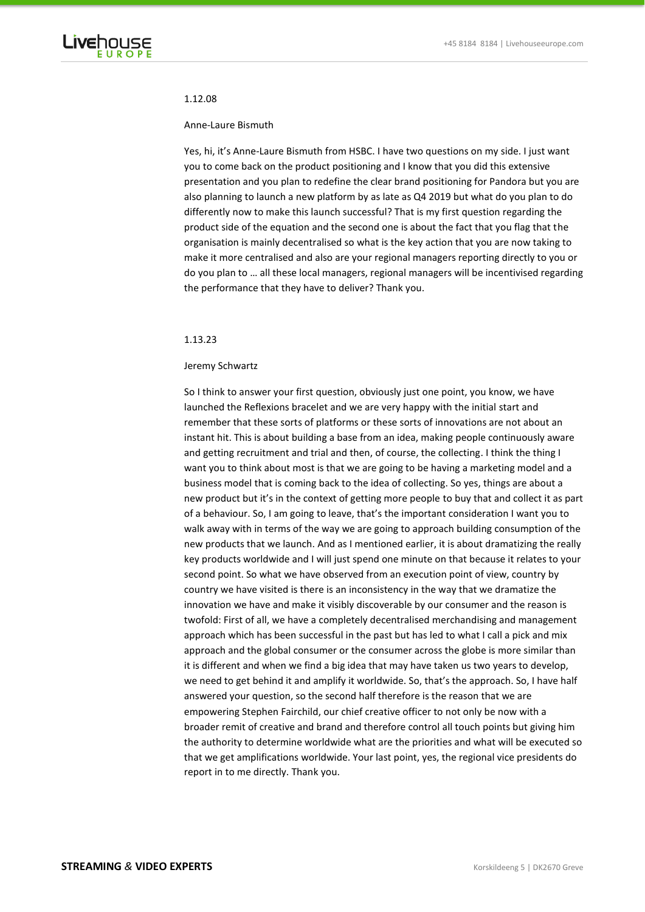1.12.08

Anne-Laure Bismuth

Yes, hi, it's Anne-Laure Bismuth from HSBC. I have two questions on my side. I just want you to come back on the product positioning and I know that you did this extensive presentation and you plan to redefine the clear brand positioning for Pandora but you are also planning to launch a new platform by as late as Q4 2019 but what do you plan to do differently now to make this launch successful? That is my first question regarding the product side of the equation and the second one is about the fact that you flag that the organisation is mainly decentralised so what is the key action that you are now taking to make it more centralised and also are your regional managers reporting directly to you or do you plan to … all these local managers, regional managers will be incentivised regarding the performance that they have to deliver? Thank you.

1.13.23

Jeremy Schwartz

So I think to answer your first question, obviously just one point, you know, we have launched the Reflexions bracelet and we are very happy with the initial start and remember that these sorts of platforms or these sorts of innovations are not about an instant hit. This is about building a base from an idea, making people continuously aware and getting recruitment and trial and then, of course, the collecting. I think the thing I want you to think about most is that we are going to be having a marketing model and a business model that is coming back to the idea of collecting. So yes, things are about a new product but it's in the context of getting more people to buy that and collect it as part of a behaviour. So, I am going to leave, that's the important consideration I want you to walk away with in terms of the way we are going to approach building consumption of the new products that we launch. And as I mentioned earlier, it is about dramatizing the really key products worldwide and I will just spend one minute on that because it relates to your second point. So what we have observed from an execution point of view, country by country we have visited is there is an inconsistency in the way that we dramatize the innovation we have and make it visibly discoverable by our consumer and the reason is twofold: First of all, we have a completely decentralised merchandising and management approach which has been successful in the past but has led to what I call a pick and mix approach and the global consumer or the consumer across the globe is more similar than it is different and when we find a big idea that may have taken us two years to develop, we need to get behind it and amplify it worldwide. So, that's the approach. So, I have half answered your question, so the second half therefore is the reason that we are empowering Stephen Fairchild, our chief creative officer to not only be now with a broader remit of creative and brand and therefore control all touch points but giving him the authority to determine worldwide what are the priorities and what will be executed so that we get amplifications worldwide. Your last point, yes, the regional vice presidents do report in to me directly. Thank you.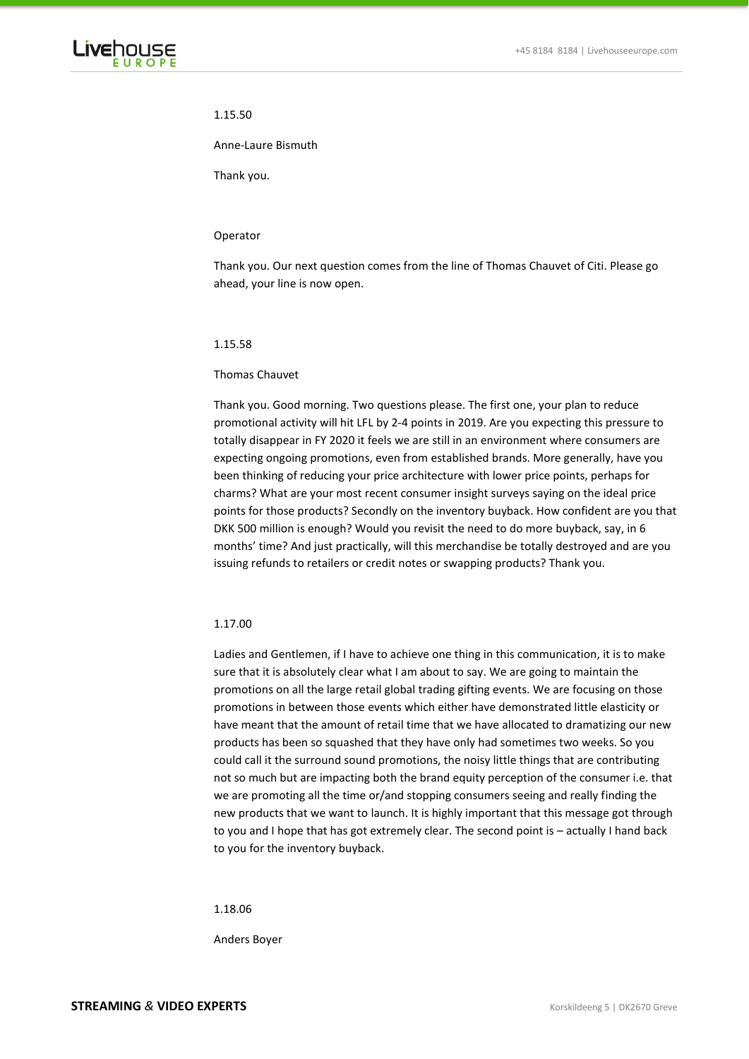1.15.50

Anne-Laure Bismuth

Thank you.

Operator

Thank you. Our next question comes from the line of Thomas Chauvet of Citi. Please go ahead, your line is now open.

1.15.58

Thomas Chauvet

Thank you. Good morning. Two questions please. The first one, your plan to reduce promotional activity will hit LFL by 2-4 points in 2019. Are you expecting this pressure to totally disappear in FY 2020 it feels we are still in an environment where consumers are expecting ongoing promotions, even from established brands. More generally, have you been thinking of reducing your price architecture with lower price points, perhaps for charms? What are your most recent consumer insight surveys saying on the ideal price points for those products? Secondly on the inventory buyback. How confident are you that DKK 500 million is enough? Would you revisit the need to do more buyback, say, in 6 months' time? And just practically, will this merchandise be totally destroyed and are you issuing refunds to retailers or credit notes or swapping products? Thank you.

1.17.00

Ladies and Gentlemen, if I have to achieve one thing in this communication, it is to make sure that it is absolutely clear what I am about to say. We are going to maintain the promotions on all the large retail global trading gifting events. We are focusing on those promotions in between those events which either have demonstrated little elasticity or have meant that the amount of retail time that we have allocated to dramatizing our new products has been so squashed that they have only had sometimes two weeks. So you could call it the surround sound promotions, the noisy little things that are contributing not so much but are impacting both the brand equity perception of the consumer i.e. that we are promoting all the time or/and stopping consumers seeing and really finding the new products that we want to launch. It is highly important that this message got through to you and I hope that has got extremely clear. The second point is – actually I hand back to you for the inventory buyback.

1.18.06

Anders Boyer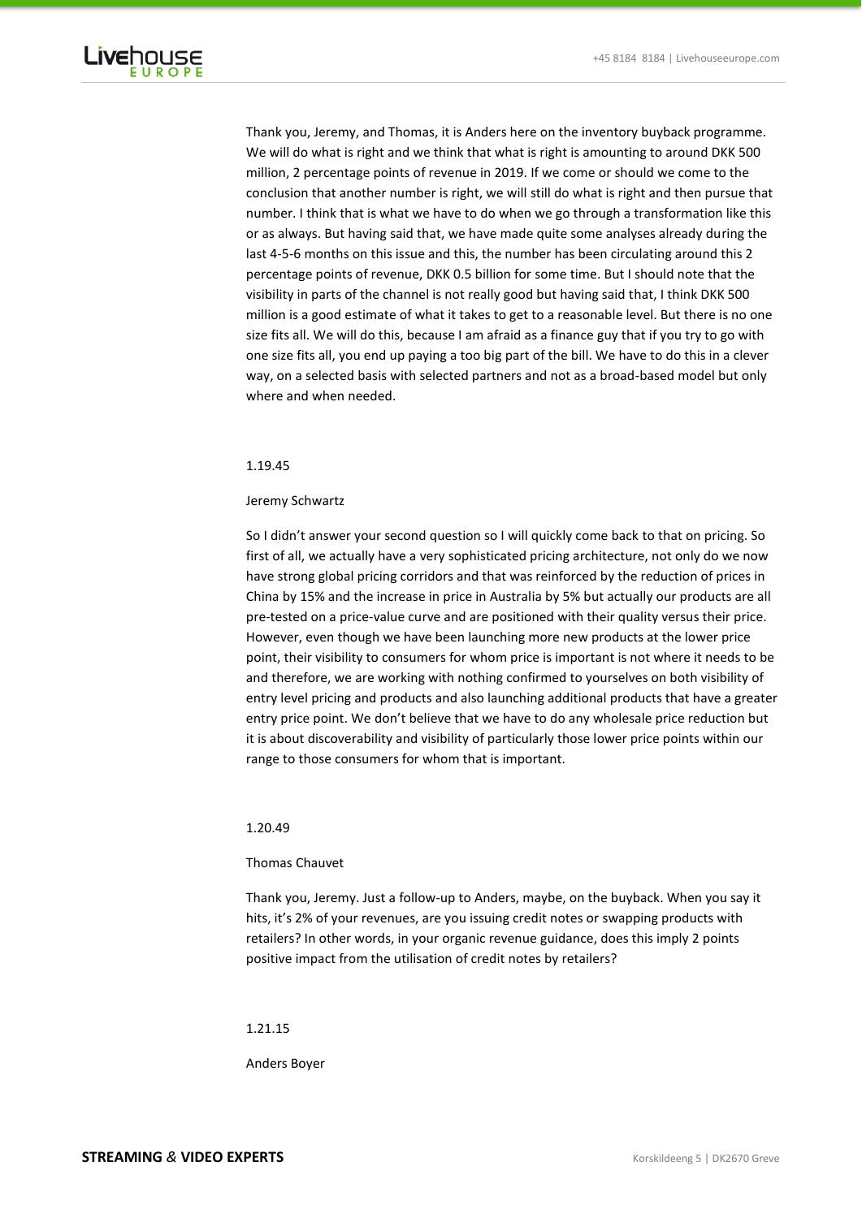Thank you, Jeremy, and Thomas, it is Anders here on the inventory buyback programme. We will do what is right and we think that what is right is amounting to around DKK 500 million, 2 percentage points of revenue in 2019. If we come or should we come to the conclusion that another number is right, we will still do what is right and then pursue that number. I think that is what we have to do when we go through a transformation like this or as always. But having said that, we have made quite some analyses already during the last 4-5-6 months on this issue and this, the number has been circulating around this 2 percentage points of revenue, DKK 0.5 billion for some time. But I should note that the visibility in parts of the channel is not really good but having said that, I think DKK 500 million is a good estimate of what it takes to get to a reasonable level. But there is no one size fits all. We will do this, because I am afraid as a finance guy that if you try to go with one size fits all, you end up paying a too big part of the bill. We have to do this in a clever way, on a selected basis with selected partners and not as a broad-based model but only where and when needed.

1.19.45

Jeremy Schwartz

So I didn't answer your second question so I will quickly come back to that on pricing. So first of all, we actually have a very sophisticated pricing architecture, not only do we now have strong global pricing corridors and that was reinforced by the reduction of prices in China by 15% and the increase in price in Australia by 5% but actually our products are all pre-tested on a price-value curve and are positioned with their quality versus their price. However, even though we have been launching more new products at the lower price point, their visibility to consumers for whom price is important is not where it needs to be and therefore, we are working with nothing confirmed to yourselves on both visibility of entry level pricing and products and also launching additional products that have a greater entry price point. We don't believe that we have to do any wholesale price reduction but it is about discoverability and visibility of particularly those lower price points within our range to those consumers for whom that is important.

1.20.49

Thomas Chauvet

Thank you, Jeremy. Just a follow-up to Anders, maybe, on the buyback. When you say it hits, it's 2% of your revenues, are you issuing credit notes or swapping products with retailers? In other words, in your organic revenue guidance, does this imply 2 points positive impact from the utilisation of credit notes by retailers?

1.21.15

Anders Boyer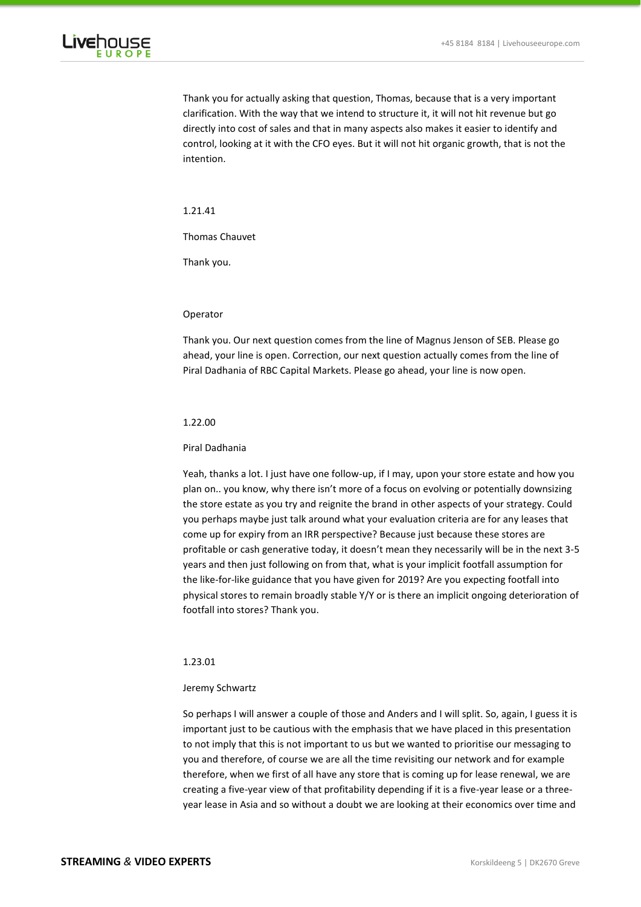Thank you for actually asking that question, Thomas, because that is a very important clarification. With the way that we intend to structure it, it will not hit revenue but go directly into cost of sales and that in many aspects also makes it easier to identify and control, looking at it with the CFO eyes. But it will not hit organic growth, that is not the intention.

1.21.41

Thomas Chauvet

Thank you.

Operator

Thank you. Our next question comes from the line of Magnus Jenson of SEB. Please go ahead, your line is open. Correction, our next question actually comes from the line of Piral Dadhania of RBC Capital Markets. Please go ahead, your line is now open.

1.22.00

Piral Dadhania

Yeah, thanks a lot. I just have one follow-up, if I may, upon your store estate and how you plan on.. you know, why there isn't more of a focus on evolving or potentially downsizing the store estate as you try and reignite the brand in other aspects of your strategy. Could you perhaps maybe just talk around what your evaluation criteria are for any leases that come up for expiry from an IRR perspective? Because just because these stores are profitable or cash generative today, it doesn't mean they necessarily will be in the next 3-5 years and then just following on from that, what is your implicit footfall assumption for the like-for-like guidance that you have given for 2019? Are you expecting footfall into physical stores to remain broadly stable Y/Y or is there an implicit ongoing deterioration of footfall into stores? Thank you.

1.23.01

Jeremy Schwartz

So perhaps I will answer a couple of those and Anders and I will split. So, again, I guess it is important just to be cautious with the emphasis that we have placed in this presentation to not imply that this is not important to us but we wanted to prioritise our messaging to you and therefore, of course we are all the time revisiting our network and for example therefore, when we first of all have any store that is coming up for lease renewal, we are creating a five-year view of that profitability depending if it is a five-year lease or a three-year lease in Asia and so without a doubt we are looking at their economics over time and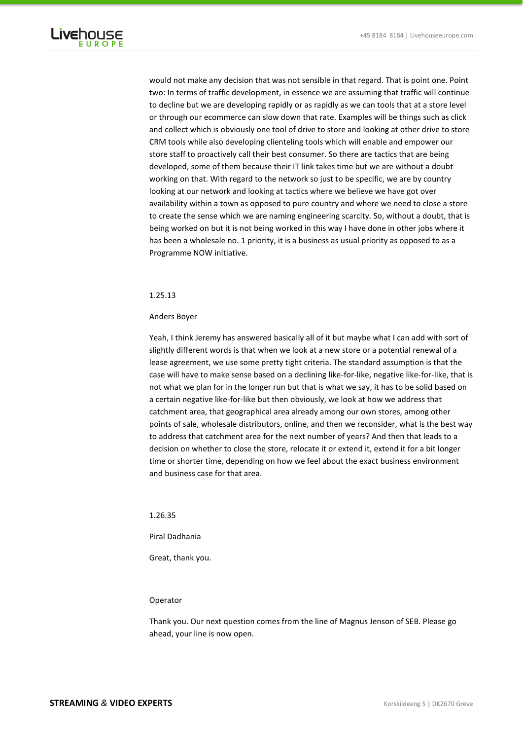would not make any decision that was not sensible in that regard. That is point one. Point two: In terms of traffic development, in essence we are assuming that traffic will continue to decline but we are developing rapidly or as rapidly as we can tools that at a store level or through our ecommerce can slow down that rate. Examples will be things such as click and collect which is obviously one tool of drive to store and looking at other drive to store CRM tools while also developing clienteling tools which will enable and empower our store staff to proactively call their best consumer. So there are tactics that are being developed, some of them because their IT link takes time but we are without a doubt working on that. With regard to the network so just to be specific, we are by country looking at our network and looking at tactics where we believe we have got over availability within a town as opposed to pure country and where we need to close a store to create the sense which we are naming engineering scarcity. So, without a doubt, that is being worked on but it is not being worked in this way I have done in other jobs where it has been a wholesale no. 1 priority, it is a business as usual priority as opposed to as a Programme NOW initiative.

1.25.13

Anders Boyer

Yeah, I think Jeremy has answered basically all of it but maybe what I can add with sort of slightly different words is that when we look at a new store or a potential renewal of a lease agreement, we use some pretty tight criteria. The standard assumption is that the case will have to make sense based on a declining like-for-like, negative like-for-like, that is not what we plan for in the longer run but that is what we say, it has to be solid based on a certain negative like-for-like but then obviously, we look at how we address that catchment area, that geographical area already among our own stores, among other points of sale, wholesale distributors, online, and then we reconsider, what is the best way to address that catchment area for the next number of years? And then that leads to a decision on whether to close the store, relocate it or extend it, extend it for a bit longer time or shorter time, depending on how we feel about the exact business environment and business case for that area.

1.26.35

Piral Dadhania

Great, thank you.

Operator

Thank you. Our next question comes from the line of Magnus Jenson of SEB. Please go ahead, your line is now open.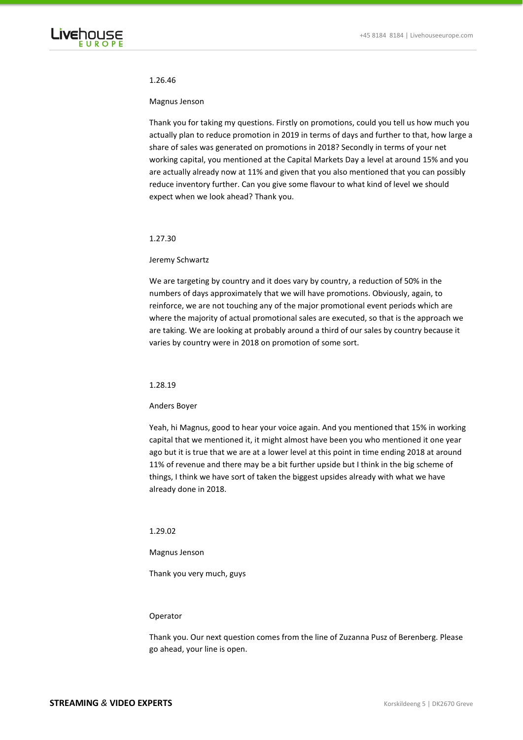1.26.46

Magnus Jenson

Thank you for taking my questions. Firstly on promotions, could you tell us how much you actually plan to reduce promotion in 2019 in terms of days and further to that, how large a share of sales was generated on promotions in 2018? Secondly in terms of your net working capital, you mentioned at the Capital Markets Day a level at around 15% and you are actually already now at 11% and given that you also mentioned that you can possibly reduce inventory further. Can you give some flavour to what kind of level we should expect when we look ahead? Thank you.

1.27.30

Jeremy Schwartz

We are targeting by country and it does vary by country, a reduction of 50% in the numbers of days approximately that we will have promotions. Obviously, again, to reinforce, we are not touching any of the major promotional event periods which are where the majority of actual promotional sales are executed, so that is the approach we are taking. We are looking at probably around a third of our sales by country because it varies by country were in 2018 on promotion of some sort.

1.28.19

Anders Boyer

Yeah, hi Magnus, good to hear your voice again. And you mentioned that 15% in working capital that we mentioned it, it might almost have been you who mentioned it one year ago but it is true that we are at a lower level at this point in time ending 2018 at around 11% of revenue and there may be a bit further upside but I think in the big scheme of things, I think we have sort of taken the biggest upsides already with what we have already done in 2018.

1.29.02

Magnus Jenson

Thank you very much, guys

Operator

Thank you. Our next question comes from the line of Zuzanna Pusz of Berenberg. Please go ahead, your line is open.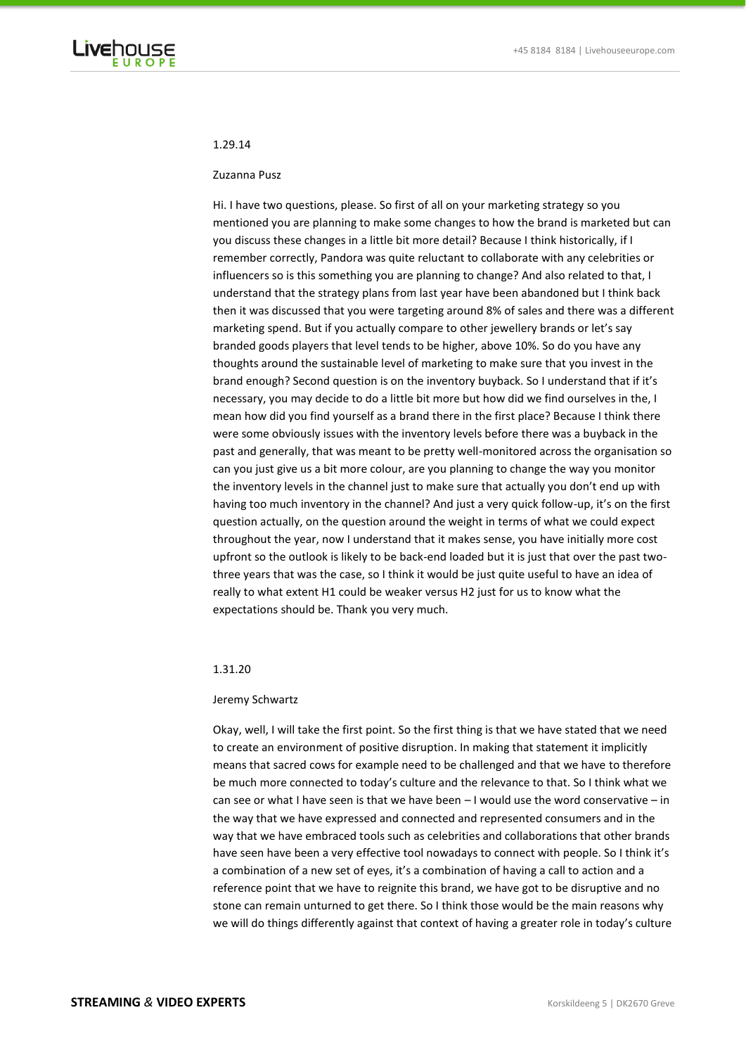1.29.14

Zuzanna Pusz

Hi. I have two questions, please. So first of all on your marketing strategy so you mentioned you are planning to make some changes to how the brand is marketed but can you discuss these changes in a little bit more detail? Because I think historically, if I remember correctly, Pandora was quite reluctant to collaborate with any celebrities or influencers so is this something you are planning to change? And also related to that, I understand that the strategy plans from last year have been abandoned but I think back then it was discussed that you were targeting around 8% of sales and there was a different marketing spend. But if you actually compare to other jewellery brands or let's say branded goods players that level tends to be higher, above 10%. So do you have any thoughts around the sustainable level of marketing to make sure that you invest in the brand enough? Second question is on the inventory buyback. So I understand that if it's necessary, you may decide to do a little bit more but how did we find ourselves in the, I mean how did you find yourself as a brand there in the first place? Because I think there were some obviously issues with the inventory levels before there was a buyback in the past and generally, that was meant to be pretty well-monitored across the organisation so can you just give us a bit more colour, are you planning to change the way you monitor the inventory levels in the channel just to make sure that actually you don't end up with having too much inventory in the channel? And just a very quick follow-up, it's on the first question actually, on the question around the weight in terms of what we could expect throughout the year, now I understand that it makes sense, you have initially more cost upfront so the outlook is likely to be back-end loaded but it is just that over the past two-three years that was the case, so I think it would be just quite useful to have an idea of really to what extent H1 could be weaker versus H2 just for us to know what the expectations should be. Thank you very much.

1.31.20

Jeremy Schwartz

Okay, well, I will take the first point. So the first thing is that we have stated that we need to create an environment of positive disruption. In making that statement it implicitly means that sacred cows for example need to be challenged and that we have to therefore be much more connected to today's culture and the relevance to that. So I think what we can see or what I have seen is that we have been – I would use the word conservative – in the way that we have expressed and connected and represented consumers and in the way that we have embraced tools such as celebrities and collaborations that other brands have seen have been a very effective tool nowadays to connect with people. So I think it's a combination of a new set of eyes, it's a combination of having a call to action and a reference point that we have to reignite this brand, we have got to be disruptive and no stone can remain unturned to get there. So I think those would be the main reasons why we will do things differently against that context of having a greater role in today's culture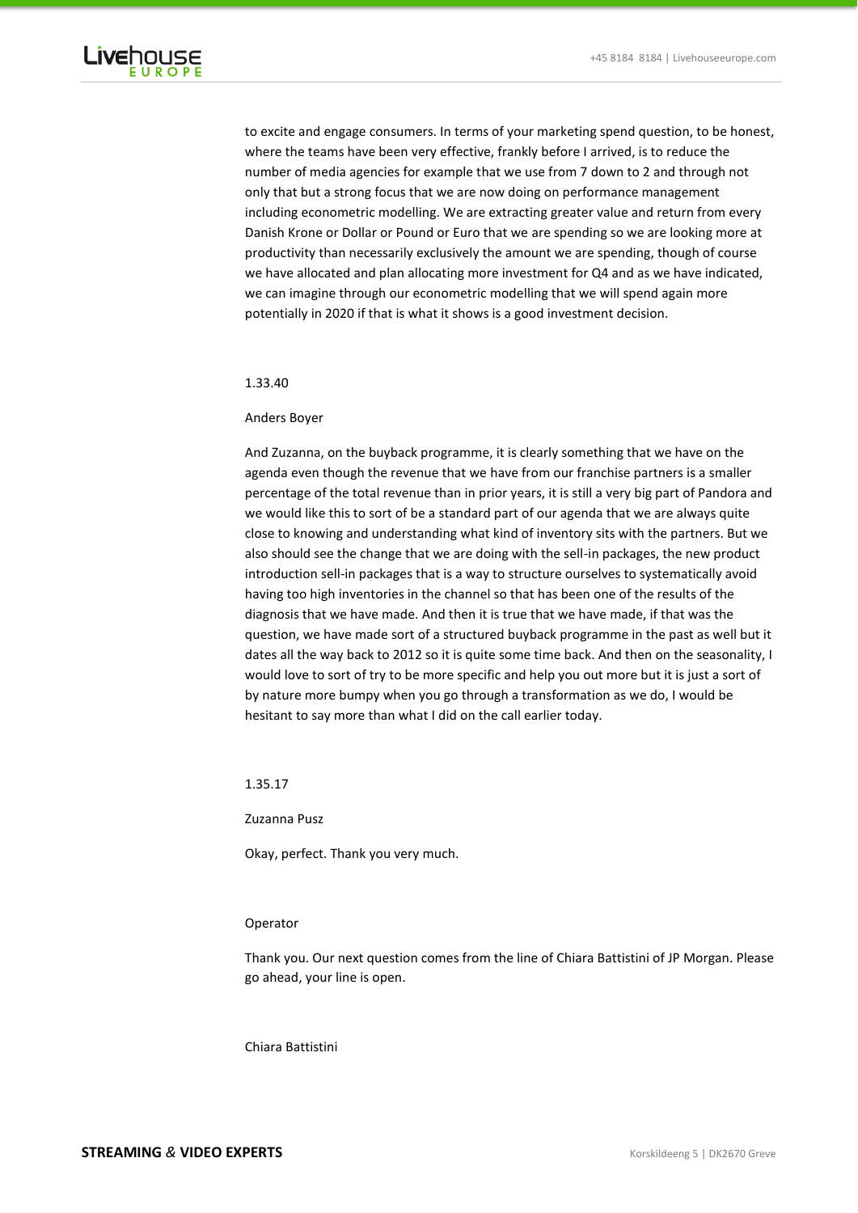to excite and engage consumers. In terms of your marketing spend question, to be honest, where the teams have been very effective, frankly before I arrived, is to reduce the number of media agencies for example that we use from 7 down to 2 and through not only that but a strong focus that we are now doing on performance management including econometric modelling. We are extracting greater value and return from every Danish Krone or Dollar or Pound or Euro that we are spending so we are looking more at productivity than necessarily exclusively the amount we are spending, though of course we have allocated and plan allocating more investment for Q4 and as we have indicated, we can imagine through our econometric modelling that we will spend again more potentially in 2020 if that is what it shows is a good investment decision.

1.33.40

Anders Boyer

And Zuzanna, on the buyback programme, it is clearly something that we have on the agenda even though the revenue that we have from our franchise partners is a smaller percentage of the total revenue than in prior years, it is still a very big part of Pandora and we would like this to sort of be a standard part of our agenda that we are always quite close to knowing and understanding what kind of inventory sits with the partners. But we also should see the change that we are doing with the sell-in packages, the new product introduction sell-in packages that is a way to structure ourselves to systematically avoid having too high inventories in the channel so that has been one of the results of the diagnosis that we have made. And then it is true that we have made, if that was the question, we have made sort of a structured buyback programme in the past as well but it dates all the way back to 2012 so it is quite some time back. And then on the seasonality, I would love to sort of try to be more specific and help you out more but it is just a sort of by nature more bumpy when you go through a transformation as we do, I would be hesitant to say more than what I did on the call earlier today.

1.35.17

Zuzanna Pusz

Okay, perfect. Thank you very much.

Operator

Thank you. Our next question comes from the line of Chiara Battistini of JP Morgan. Please go ahead, your line is open.

Chiara Battistini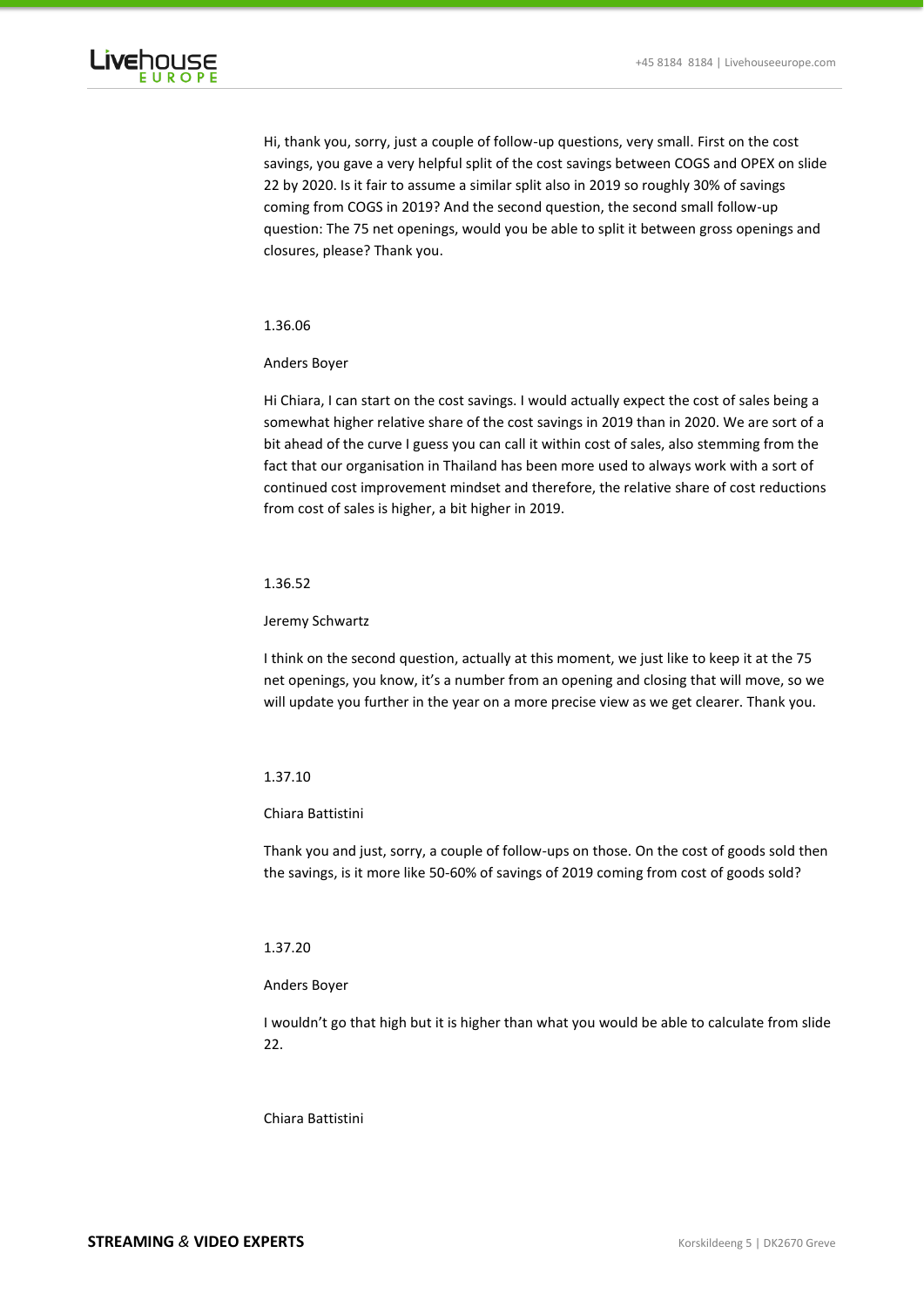Hi, thank you, sorry, just a couple of follow-up questions, very small. First on the cost savings, you gave a very helpful split of the cost savings between COGS and OPEX on slide 22 by 2020. Is it fair to assume a similar split also in 2019 so roughly 30% of savings coming from COGS in 2019? And the second question, the second small follow-up question: The 75 net openings, would you be able to split it between gross openings and closures, please? Thank you.

1.36.06

Anders Boyer

Hi Chiara, I can start on the cost savings. I would actually expect the cost of sales being a somewhat higher relative share of the cost savings in 2019 than in 2020. We are sort of a bit ahead of the curve I guess you can call it within cost of sales, also stemming from the fact that our organisation in Thailand has been more used to always work with a sort of continued cost improvement mindset and therefore, the relative share of cost reductions from cost of sales is higher, a bit higher in 2019.

1.36.52

Jeremy Schwartz

I think on the second question, actually at this moment, we just like to keep it at the 75 net openings, you know, it's a number from an opening and closing that will move, so we will update you further in the year on a more precise view as we get clearer. Thank you.

1.37.10

Chiara Battistini

Thank you and just, sorry, a couple of follow-ups on those. On the cost of goods sold then the savings, is it more like 50-60% of savings of 2019 coming from cost of goods sold?

1.37.20

Anders Boyer

I wouldn't go that high but it is higher than what you would be able to calculate from slide 22.

Chiara Battistini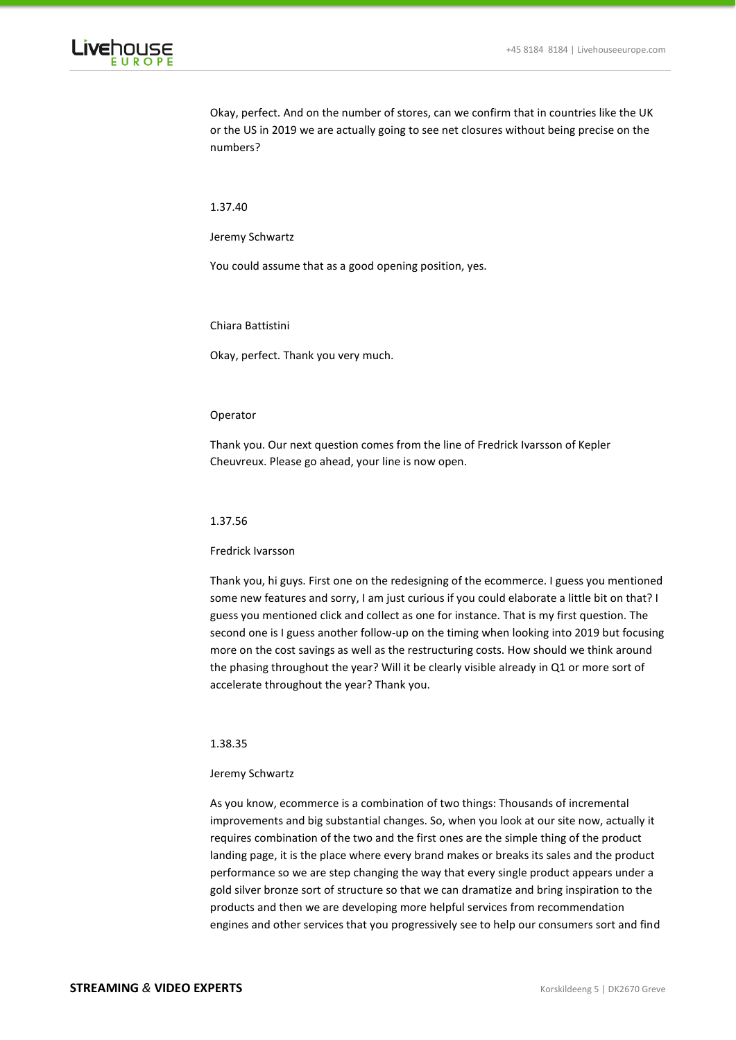Okay, perfect. And on the number of stores, can we confirm that in countries like the UK or the US in 2019 we are actually going to see net closures without being precise on the numbers?

1.37.40

Jeremy Schwartz

You could assume that as a good opening position, yes.

Chiara Battistini

Okay, perfect. Thank you very much.

Operator

Thank you. Our next question comes from the line of Fredrick Ivarsson of Kepler Cheuvreux. Please go ahead, your line is now open.

1.37.56

Fredrick Ivarsson

Thank you, hi guys. First one on the redesigning of the ecommerce. I guess you mentioned some new features and sorry, I am just curious if you could elaborate a little bit on that? I guess you mentioned click and collect as one for instance. That is my first question. The second one is I guess another follow-up on the timing when looking into 2019 but focusing more on the cost savings as well as the restructuring costs. How should we think around the phasing throughout the year? Will it be clearly visible already in Q1 or more sort of accelerate throughout the year? Thank you.

1.38.35

Jeremy Schwartz

As you know, ecommerce is a combination of two things: Thousands of incremental improvements and big substantial changes. So, when you look at our site now, actually it requires combination of the two and the first ones are the simple thing of the product landing page, it is the place where every brand makes or breaks its sales and the product performance so we are step changing the way that every single product appears under a gold silver bronze sort of structure so that we can dramatize and bring inspiration to the products and then we are developing more helpful services from recommendation engines and other services that you progressively see to help our consumers sort and find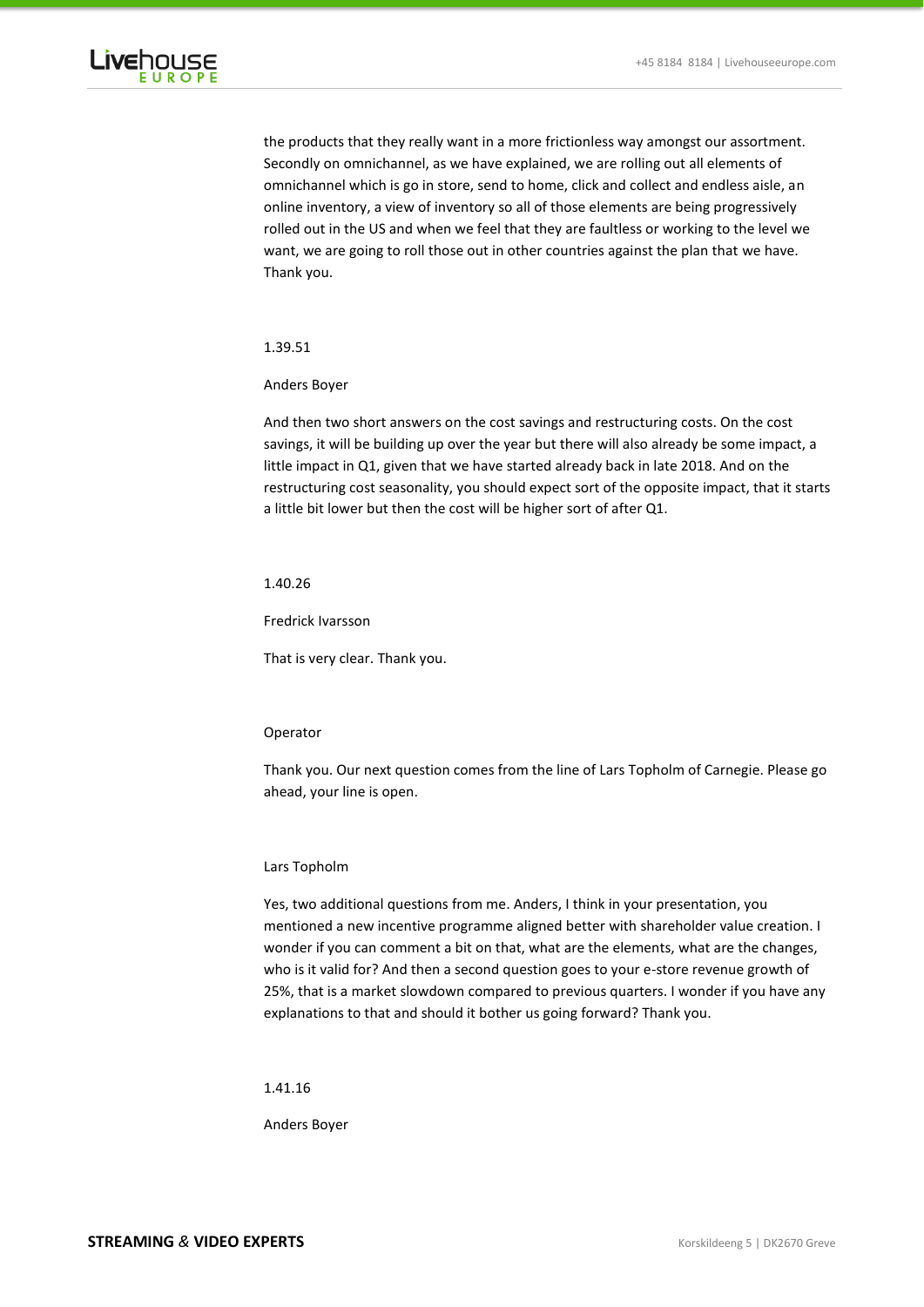the products that they really want in a more frictionless way amongst our assortment. Secondly on omnichannel, as we have explained, we are rolling out all elements of omnichannel which is go in store, send to home, click and collect and endless aisle, an online inventory, a view of inventory so all of those elements are being progressively rolled out in the US and when we feel that they are faultless or working to the level we want, we are going to roll those out in other countries against the plan that we have. Thank you.

1.39.51

Anders Boyer

And then two short answers on the cost savings and restructuring costs. On the cost savings, it will be building up over the year but there will also already be some impact, a little impact in Q1, given that we have started already back in late 2018. And on the restructuring cost seasonality, you should expect sort of the opposite impact, that it starts a little bit lower but then the cost will be higher sort of after Q1.

1.40.26

Fredrick Ivarsson

That is very clear. Thank you.

Operator

Thank you. Our next question comes from the line of Lars Topholm of Carnegie. Please go ahead, your line is open.

Lars Topholm

Yes, two additional questions from me. Anders, I think in your presentation, you mentioned a new incentive programme aligned better with shareholder value creation. I wonder if you can comment a bit on that, what are the elements, what are the changes, who is it valid for? And then a second question goes to your e-store revenue growth of 25%, that is a market slowdown compared to previous quarters. I wonder if you have any explanations to that and should it bother us going forward? Thank you.

1.41.16

Anders Boyer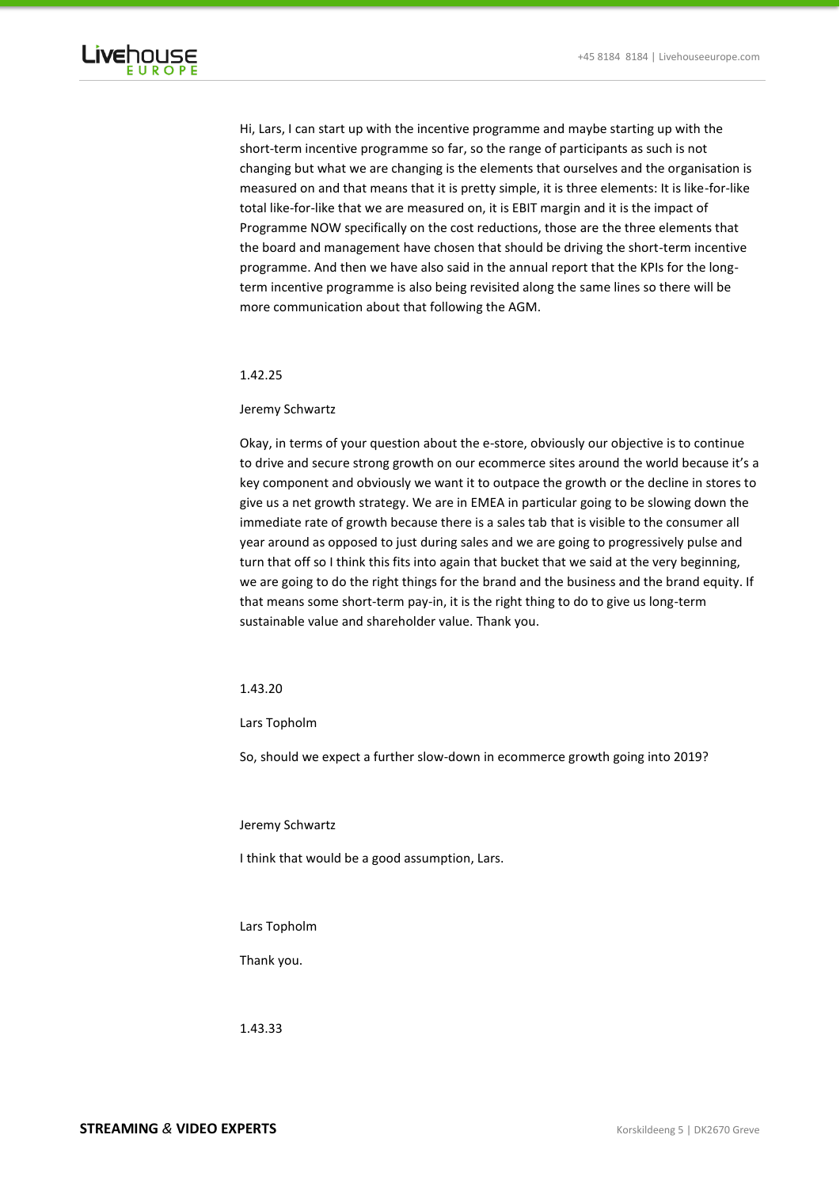Hi, Lars, I can start up with the incentive programme and maybe starting up with the short-term incentive programme so far, so the range of participants as such is not changing but what we are changing is the elements that ourselves and the organisation is measured on and that means that it is pretty simple, it is three elements: It is like-for-like total like-for-like that we are measured on, it is EBIT margin and it is the impact of Programme NOW specifically on the cost reductions, those are the three elements that the board and management have chosen that should be driving the short-term incentive programme. And then we have also said in the annual report that the KPIs for the long-term incentive programme is also being revisited along the same lines so there will be more communication about that following the AGM.

1.42.25

Jeremy Schwartz

Okay, in terms of your question about the e-store, obviously our objective is to continue to drive and secure strong growth on our ecommerce sites around the world because it's a key component and obviously we want it to outpace the growth or the decline in stores to give us a net growth strategy. We are in EMEA in particular going to be slowing down the immediate rate of growth because there is a sales tab that is visible to the consumer all year around as opposed to just during sales and we are going to progressively pulse and turn that off so I think this fits into again that bucket that we said at the very beginning, we are going to do the right things for the brand and the business and the brand equity. If that means some short-term pay-in, it is the right thing to do to give us long-term sustainable value and shareholder value. Thank you.

1.43.20

Lars Topholm

So, should we expect a further slow-down in ecommerce growth going into 2019?

Jeremy Schwartz

I think that would be a good assumption, Lars.

Lars Topholm

Thank you.

1.43.33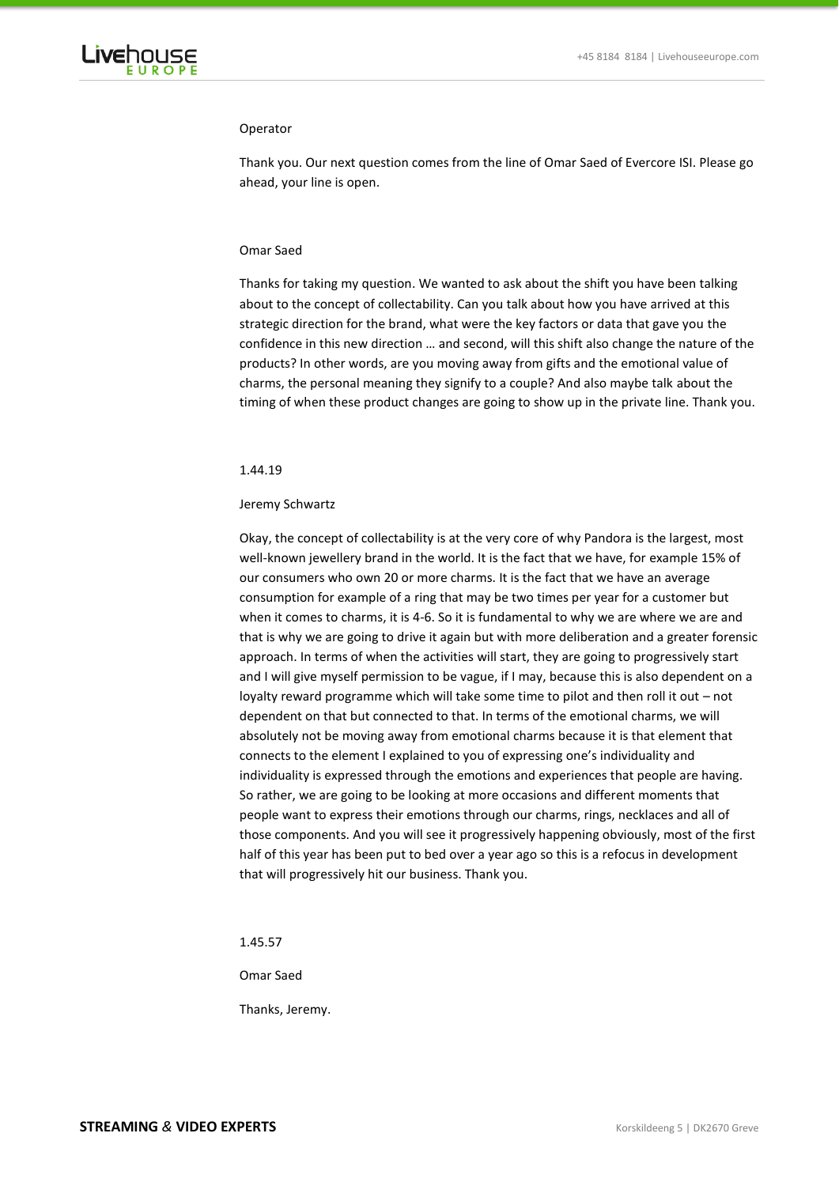Operator

Thank you. Our next question comes from the line of Omar Saed of Evercore ISI. Please go ahead, your line is open.

Omar Saed

Thanks for taking my question. We wanted to ask about the shift you have been talking about to the concept of collectability. Can you talk about how you have arrived at this strategic direction for the brand, what were the key factors or data that gave you the confidence in this new direction … and second, will this shift also change the nature of the products? In other words, are you moving away from gifts and the emotional value of charms, the personal meaning they signify to a couple? And also maybe talk about the timing of when these product changes are going to show up in the private line. Thank you.

1.44.19

Jeremy Schwartz

Okay, the concept of collectability is at the very core of why Pandora is the largest, most well-known jewellery brand in the world. It is the fact that we have, for example 15% of our consumers who own 20 or more charms. It is the fact that we have an average consumption for example of a ring that may be two times per year for a customer but when it comes to charms, it is 4-6. So it is fundamental to why we are where we are and that is why we are going to drive it again but with more deliberation and a greater forensic approach. In terms of when the activities will start, they are going to progressively start and I will give myself permission to be vague, if I may, because this is also dependent on a loyalty reward programme which will take some time to pilot and then roll it out – not dependent on that but connected to that. In terms of the emotional charms, we will absolutely not be moving away from emotional charms because it is that element that connects to the element I explained to you of expressing one's individuality and individuality is expressed through the emotions and experiences that people are having. So rather, we are going to be looking at more occasions and different moments that people want to express their emotions through our charms, rings, necklaces and all of those components. And you will see it progressively happening obviously, most of the first half of this year has been put to bed over a year ago so this is a refocus in development that will progressively hit our business. Thank you.

1.45.57

Omar Saed

Thanks, Jeremy.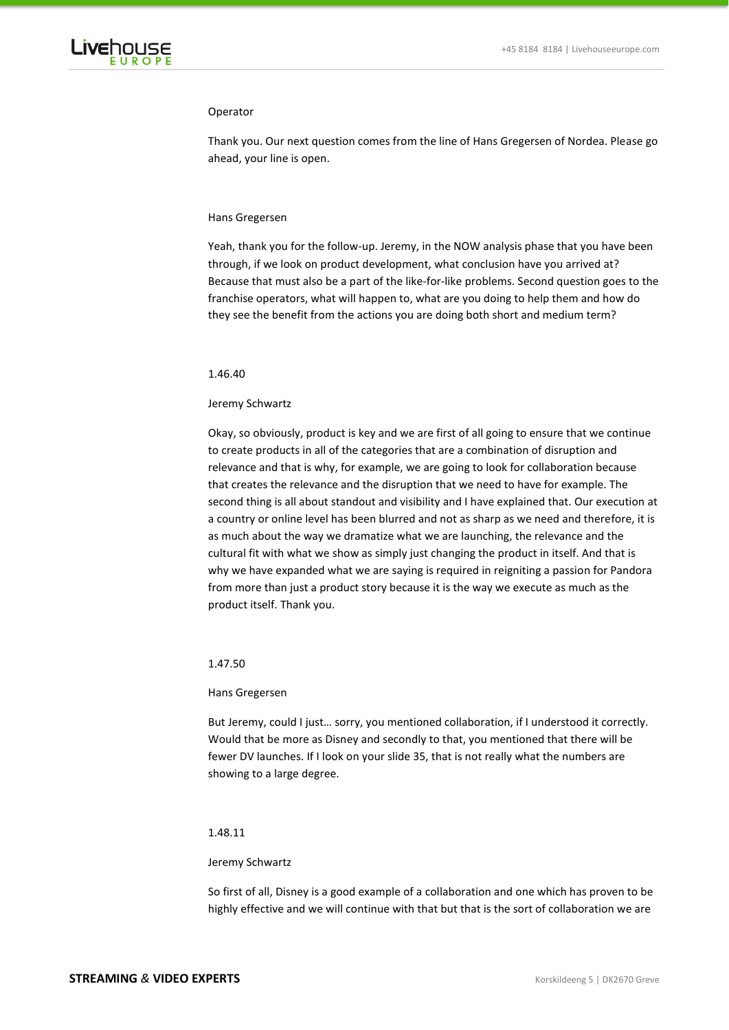Operator

Thank you. Our next question comes from the line of Hans Gregersen of Nordea. Please go ahead, your line is open.

Hans Gregersen

Yeah, thank you for the follow-up. Jeremy, in the NOW analysis phase that you have been through, if we look on product development, what conclusion have you arrived at? Because that must also be a part of the like-for-like problems. Second question goes to the franchise operators, what will happen to, what are you doing to help them and how do they see the benefit from the actions you are doing both short and medium term?

1.46.40

Jeremy Schwartz

Okay, so obviously, product is key and we are first of all going to ensure that we continue to create products in all of the categories that are a combination of disruption and relevance and that is why, for example, we are going to look for collaboration because that creates the relevance and the disruption that we need to have for example. The second thing is all about standout and visibility and I have explained that. Our execution at a country or online level has been blurred and not as sharp as we need and therefore, it is as much about the way we dramatize what we are launching, the relevance and the cultural fit with what we show as simply just changing the product in itself. And that is why we have expanded what we are saying is required in reigniting a passion for Pandora from more than just a product story because it is the way we execute as much as the product itself. Thank you.

1.47.50

Hans Gregersen

But Jeremy, could I just… sorry, you mentioned collaboration, if I understood it correctly. Would that be more as Disney and secondly to that, you mentioned that there will be fewer DV launches. If I look on your slide 35, that is not really what the numbers are showing to a large degree.

1.48.11

Jeremy Schwartz

So first of all, Disney is a good example of a collaboration and one which has proven to be highly effective and we will continue with that but that is the sort of collaboration we are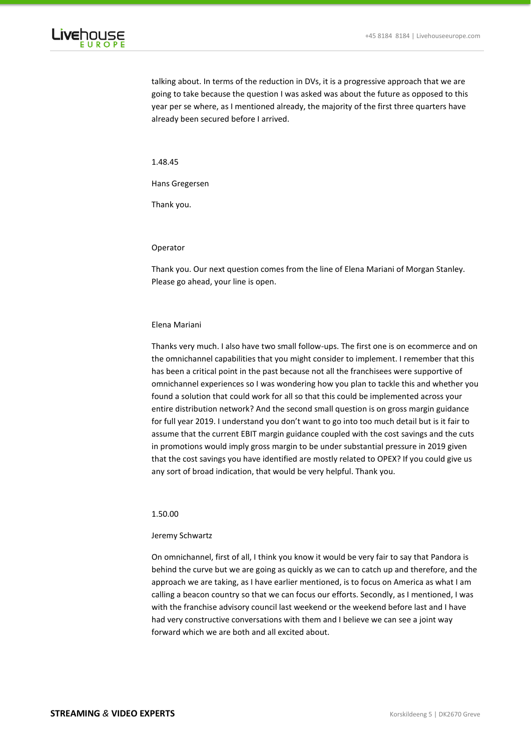talking about. In terms of the reduction in DVs, it is a progressive approach that we are going to take because the question I was asked was about the future as opposed to this year per se where, as I mentioned already, the majority of the first three quarters have already been secured before I arrived.

1.48.45

Hans Gregersen

Thank you.

Operator

Thank you. Our next question comes from the line of Elena Mariani of Morgan Stanley. Please go ahead, your line is open.

Elena Mariani

Thanks very much. I also have two small follow-ups. The first one is on ecommerce and on the omnichannel capabilities that you might consider to implement. I remember that this has been a critical point in the past because not all the franchisees were supportive of omnichannel experiences so I was wondering how you plan to tackle this and whether you found a solution that could work for all so that this could be implemented across your entire distribution network? And the second small question is on gross margin guidance for full year 2019. I understand you don't want to go into too much detail but is it fair to assume that the current EBIT margin guidance coupled with the cost savings and the cuts in promotions would imply gross margin to be under substantial pressure in 2019 given that the cost savings you have identified are mostly related to OPEX? If you could give us any sort of broad indication, that would be very helpful. Thank you.

1.50.00

Jeremy Schwartz

On omnichannel, first of all, I think you know it would be very fair to say that Pandora is behind the curve but we are going as quickly as we can to catch up and therefore, and the approach we are taking, as I have earlier mentioned, is to focus on America as what I am calling a beacon country so that we can focus our efforts. Secondly, as I mentioned, I was with the franchise advisory council last weekend or the weekend before last and I have had very constructive conversations with them and I believe we can see a joint way forward which we are both and all excited about.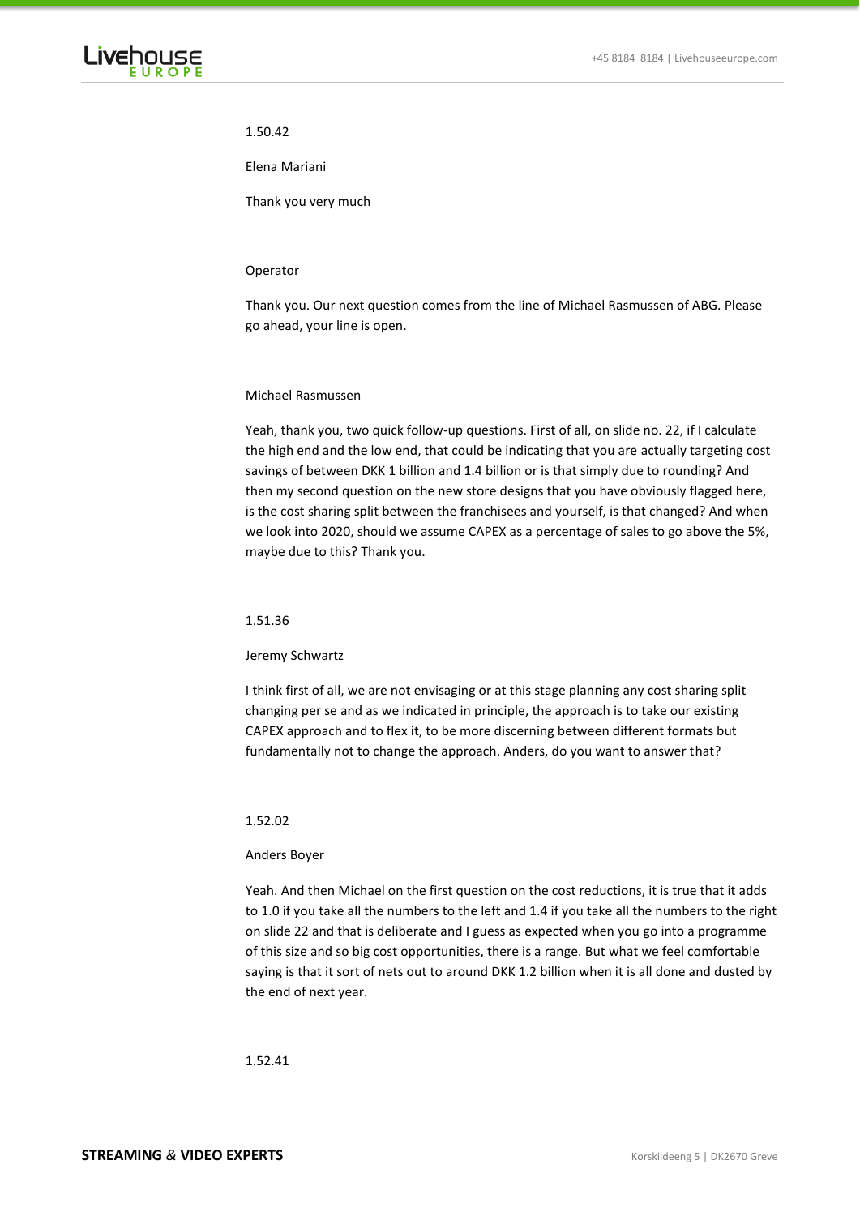1.50.42

Elena Mariani

Thank you very much

Operator

Thank you. Our next question comes from the line of Michael Rasmussen of ABG. Please go ahead, your line is open.

Michael Rasmussen

Yeah, thank you, two quick follow-up questions. First of all, on slide no. 22, if I calculate the high end and the low end, that could be indicating that you are actually targeting cost savings of between DKK 1 billion and 1.4 billion or is that simply due to rounding? And then my second question on the new store designs that you have obviously flagged here, is the cost sharing split between the franchisees and yourself, is that changed? And when we look into 2020, should we assume CAPEX as a percentage of sales to go above the 5%, maybe due to this? Thank you.

1.51.36

Jeremy Schwartz

I think first of all, we are not envisaging or at this stage planning any cost sharing split changing per se and as we indicated in principle, the approach is to take our existing CAPEX approach and to flex it, to be more discerning between different formats but fundamentally not to change the approach. Anders, do you want to answer that?

1.52.02

Anders Boyer

Yeah. And then Michael on the first question on the cost reductions, it is true that it adds to 1.0 if you take all the numbers to the left and 1.4 if you take all the numbers to the right on slide 22 and that is deliberate and I guess as expected when you go into a programme of this size and so big cost opportunities, there is a range. But what we feel comfortable saying is that it sort of nets out to around DKK 1.2 billion when it is all done and dusted by the end of next year.

1.52.41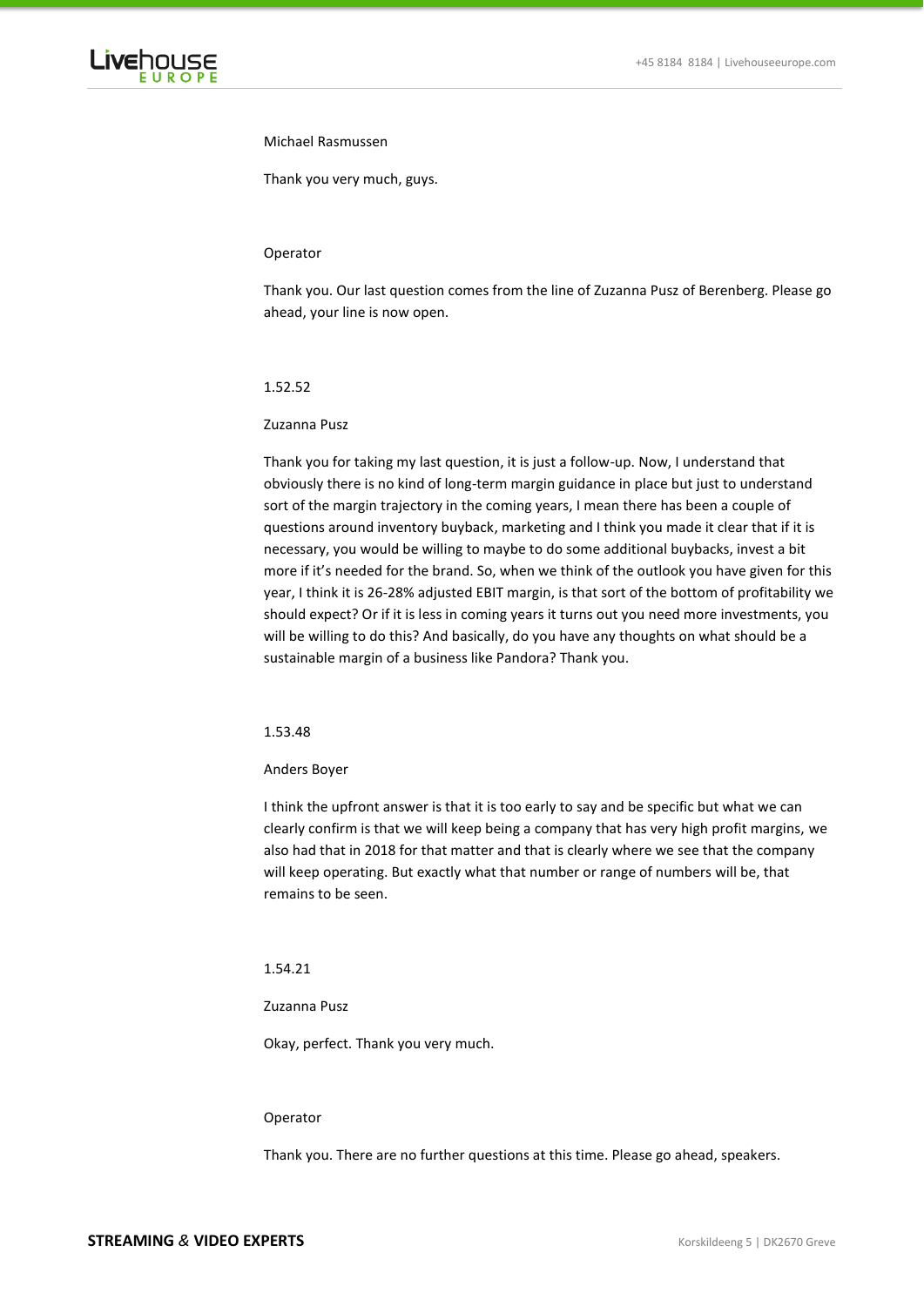Michael Rasmussen

Thank you very much, guys.

Operator

Thank you. Our last question comes from the line of Zuzanna Pusz of Berenberg. Please go ahead, your line is now open.

1.52.52

Zuzanna Pusz

Thank you for taking my last question, it is just a follow-up. Now, I understand that obviously there is no kind of long-term margin guidance in place but just to understand sort of the margin trajectory in the coming years, I mean there has been a couple of questions around inventory buyback, marketing and I think you made it clear that if it is necessary, you would be willing to maybe to do some additional buybacks, invest a bit more if it's needed for the brand. So, when we think of the outlook you have given for this year, I think it is 26-28% adjusted EBIT margin, is that sort of the bottom of profitability we should expect? Or if it is less in coming years it turns out you need more investments, you will be willing to do this? And basically, do you have any thoughts on what should be a sustainable margin of a business like Pandora? Thank you.

1.53.48

Anders Boyer

I think the upfront answer is that it is too early to say and be specific but what we can clearly confirm is that we will keep being a company that has very high profit margins, we also had that in 2018 for that matter and that is clearly where we see that the company will keep operating. But exactly what that number or range of numbers will be, that remains to be seen.

1.54.21

Zuzanna Pusz

Okay, perfect. Thank you very much.

Operator

Thank you. There are no further questions at this time. Please go ahead, speakers.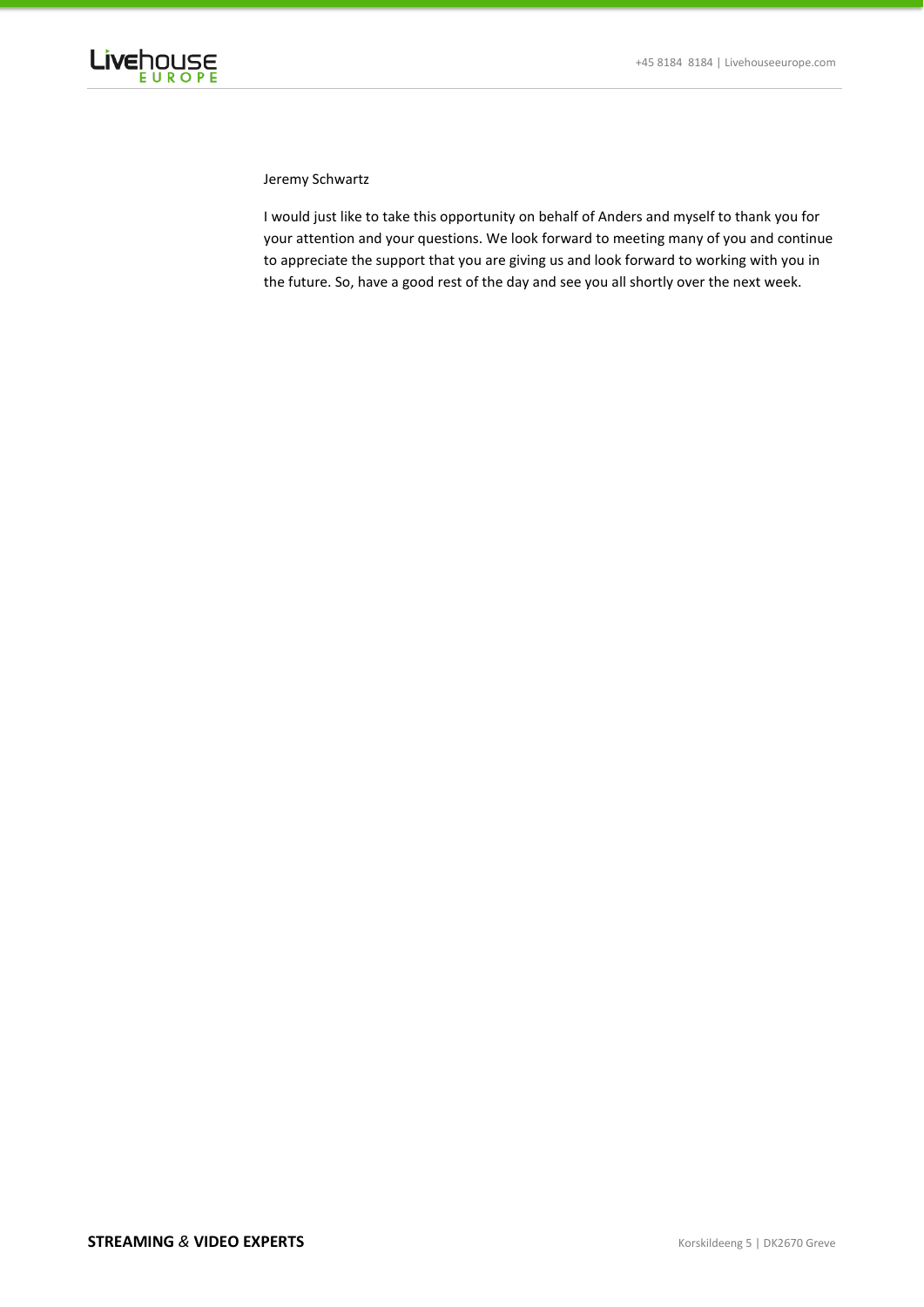Jeremy Schwartz

I would just like to take this opportunity on behalf of Anders and myself to thank you for your attention and your questions. We look forward to meeting many of you and continue to appreciate the support that you are giving us and look forward to working with you in the future. So, have a good rest of the day and see you all shortly over the next week.